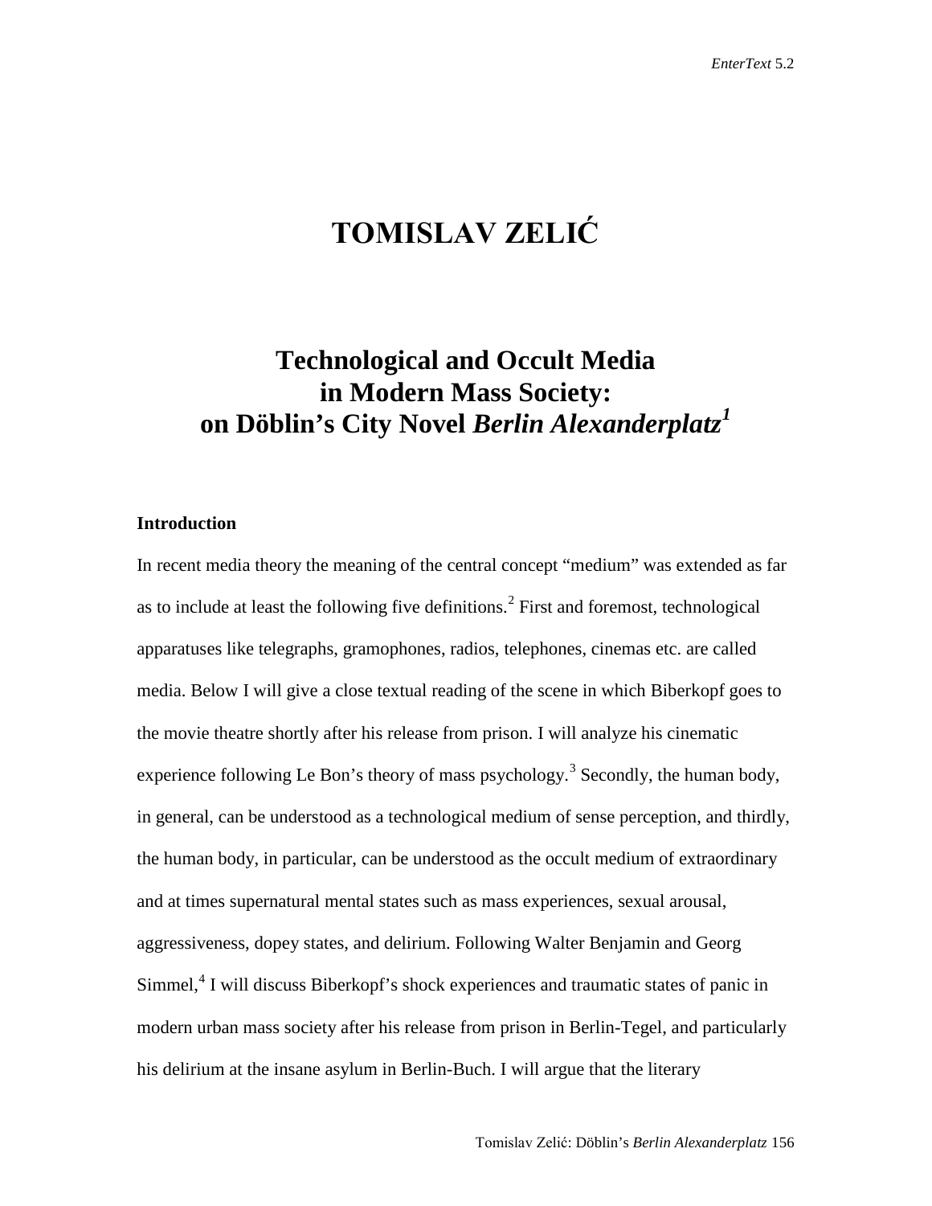# TOMISLAV ZELIĆ

## Technological and Occult Media in Modern Mass Society: on Döblin's City Novel *Berlin Alexanderplatz*[1]

### Introduction

In recent media theory the meaning of the central concept "medium" was extended as far as to include at least the following five definitions.[2] First and foremost, technological apparatuses like telegraphs, gramophones, radios, telephones, cinemas etc. are called media. Below I will give a close textual reading of the scene in which Biberkopf goes to the movie theatre shortly after his release from prison. I will analyze his cinematic experience following Le Bon's theory of mass psychology.[3] Secondly, the human body, in general, can be understood as a technological medium of sense perception, and thirdly, the human body, in particular, can be understood as the occult medium of extraordinary and at times supernatural mental states such as mass experiences, sexual arousal, aggressiveness, dopey states, and delirium. Following Walter Benjamin and Georg Simmel,[4] I will discuss Biberkopf's shock experiences and traumatic states of panic in modern urban mass society after his release from prison in Berlin-Tegel, and particularly his delirium at the insane asylum in Berlin-Buch. I will argue that the literary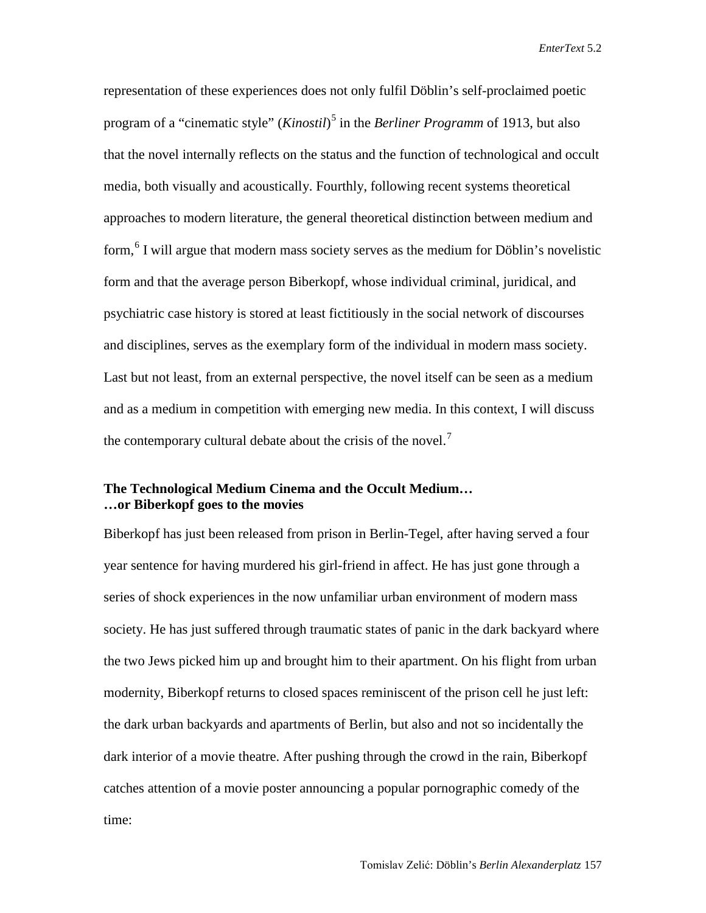representation of these experiences does not only fulfil Döblin's self-proclaimed poetic program of a "cinematic style" (*Kinostil*)[5] in the *Berliner Programm* of 1913, but also that the novel internally reflects on the status and the function of technological and occult media, both visually and acoustically. Fourthly, following recent systems theoretical approaches to modern literature, the general theoretical distinction between medium and form,[6] I will argue that modern mass society serves as the medium for Döblin's novelistic form and that the average person Biberkopf, whose individual criminal, juridical, and psychiatric case history is stored at least fictitiously in the social network of discourses and disciplines, serves as the exemplary form of the individual in modern mass society. Last but not least, from an external perspective, the novel itself can be seen as a medium and as a medium in competition with emerging new media. In this context, I will discuss the contemporary cultural debate about the crisis of the novel.[7]

## The Technological Medium Cinema and the Occult Medium…
## …or Biberkopf goes to the movies

Biberkopf has just been released from prison in Berlin-Tegel, after having served a four year sentence for having murdered his girl-friend in affect. He has just gone through a series of shock experiences in the now unfamiliar urban environment of modern mass society. He has just suffered through traumatic states of panic in the dark backyard where the two Jews picked him up and brought him to their apartment. On his flight from urban modernity, Biberkopf returns to closed spaces reminiscent of the prison cell he just left: the dark urban backyards and apartments of Berlin, but also and not so incidentally the dark interior of a movie theatre. After pushing through the crowd in the rain, Biberkopf catches attention of a movie poster announcing a popular pornographic comedy of the time: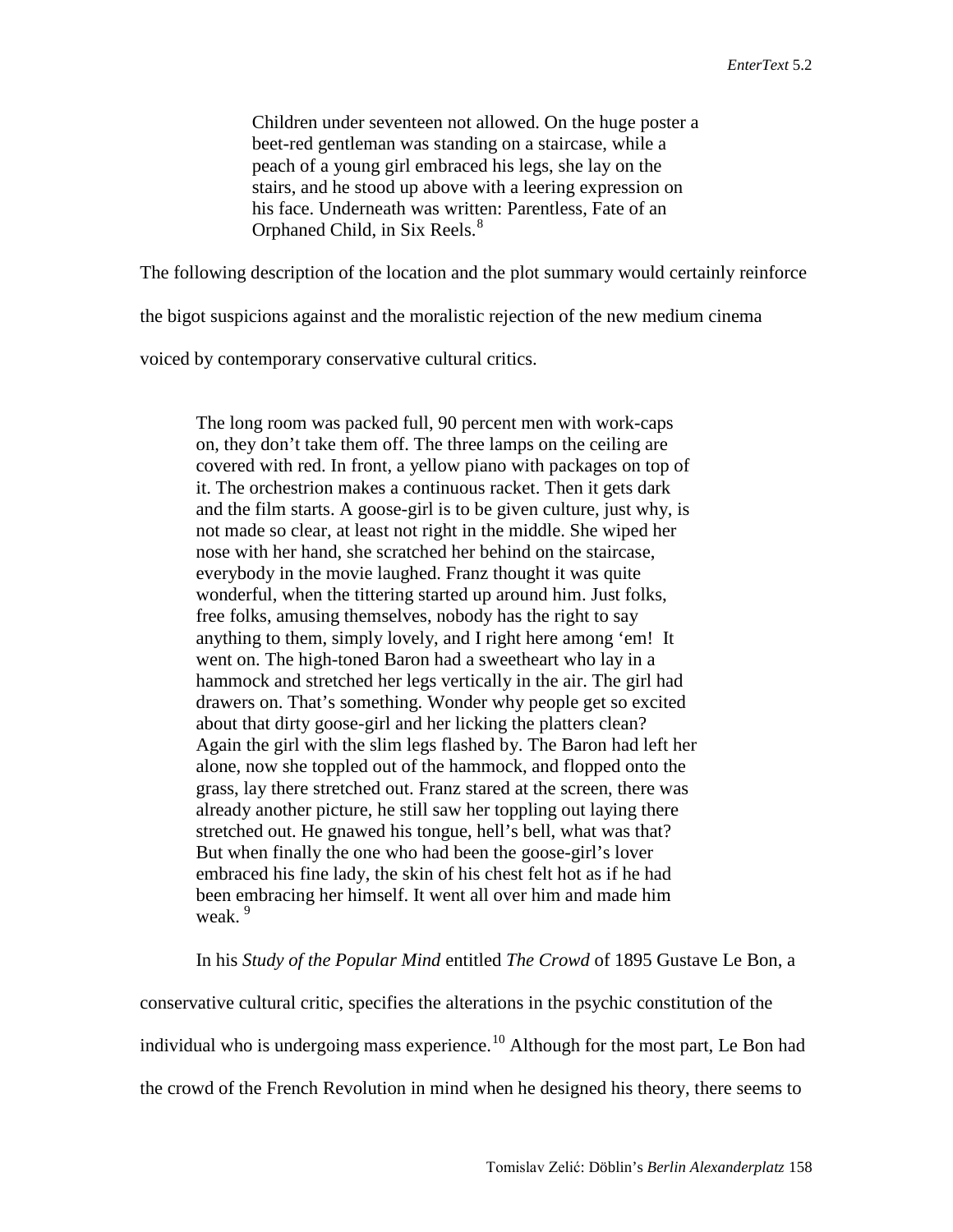> Children under seventeen not allowed. On the huge poster a beet-red gentleman was standing on a staircase, while a peach of a young girl embraced his legs, she lay on the stairs, and he stood up above with a leering expression on his face. Underneath was written: Parentless, Fate of an Orphaned Child, in Six Reels.[8]

The following description of the location and the plot summary would certainly reinforce the bigot suspicions against and the moralistic rejection of the new medium cinema voiced by contemporary conservative cultural critics.

> The long room was packed full, 90 percent men with work-caps on, they don't take them off. The three lamps on the ceiling are covered with red. In front, a yellow piano with packages on top of it. The orchestrion makes a continuous racket. Then it gets dark and the film starts. A goose-girl is to be given culture, just why, is not made so clear, at least not right in the middle. She wiped her nose with her hand, she scratched her behind on the staircase, everybody in the movie laughed. Franz thought it was quite wonderful, when the tittering started up around him. Just folks, free folks, amusing themselves, nobody has the right to say anything to them, simply lovely, and I right here among 'em! It went on. The high-toned Baron had a sweetheart who lay in a hammock and stretched her legs vertically in the air. The girl had drawers on. That's something. Wonder why people get so excited about that dirty goose-girl and her licking the platters clean? Again the girl with the slim legs flashed by. The Baron had left her alone, now she toppled out of the hammock, and flopped onto the grass, lay there stretched out. Franz stared at the screen, there was already another picture, he still saw her toppling out laying there stretched out. He gnawed his tongue, hell's bell, what was that? But when finally the one who had been the goose-girl's lover embraced his fine lady, the skin of his chest felt hot as if he had been embracing her himself. It went all over him and made him weak. [9]

In his *Study of the Popular Mind* entitled *The Crowd* of 1895 Gustave Le Bon, a conservative cultural critic, specifies the alterations in the psychic constitution of the individual who is undergoing mass experience.[10] Although for the most part, Le Bon had the crowd of the French Revolution in mind when he designed his theory, there seems to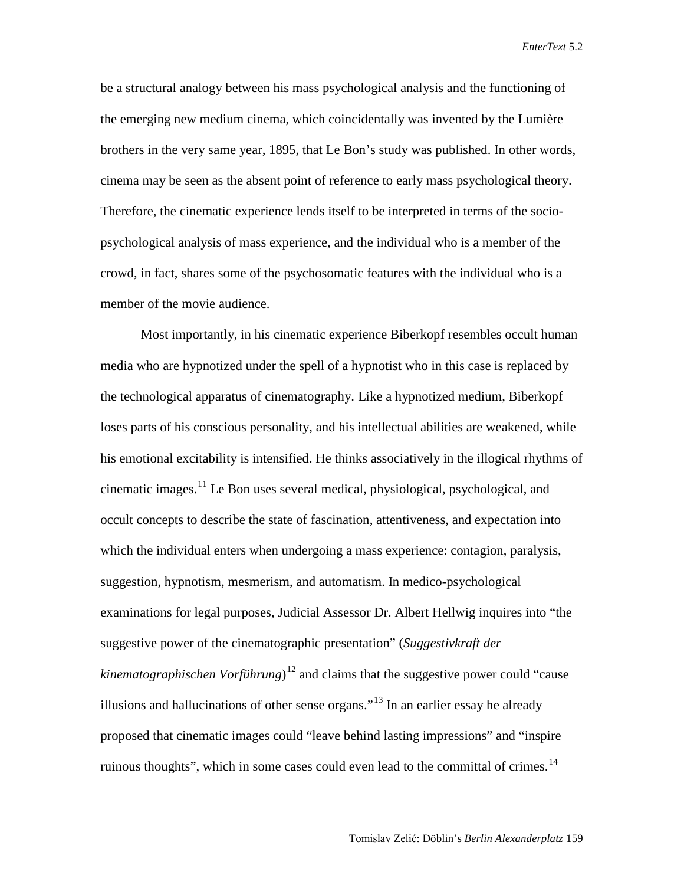be a structural analogy between his mass psychological analysis and the functioning of the emerging new medium cinema, which coincidentally was invented by the Lumière brothers in the very same year, 1895, that Le Bon's study was published. In other words, cinema may be seen as the absent point of reference to early mass psychological theory. Therefore, the cinematic experience lends itself to be interpreted in terms of the socio-psychological analysis of mass experience, and the individual who is a member of the crowd, in fact, shares some of the psychosomatic features with the individual who is a member of the movie audience.

Most importantly, in his cinematic experience Biberkopf resembles occult human media who are hypnotized under the spell of a hypnotist who in this case is replaced by the technological apparatus of cinematography. Like a hypnotized medium, Biberkopf loses parts of his conscious personality, and his intellectual abilities are weakened, while his emotional excitability is intensified. He thinks associatively in the illogical rhythms of cinematic images.[11] Le Bon uses several medical, physiological, psychological, and occult concepts to describe the state of fascination, attentiveness, and expectation into which the individual enters when undergoing a mass experience: contagion, paralysis, suggestion, hypnotism, mesmerism, and automatism. In medico-psychological examinations for legal purposes, Judicial Assessor Dr. Albert Hellwig inquires into "the suggestive power of the cinematographic presentation" (*Suggestivkraft der kinematographischen Vorführung*)[12] and claims that the suggestive power could "cause illusions and hallucinations of other sense organs."[13] In an earlier essay he already proposed that cinematic images could "leave behind lasting impressions" and "inspire ruinous thoughts", which in some cases could even lead to the committal of crimes.[14]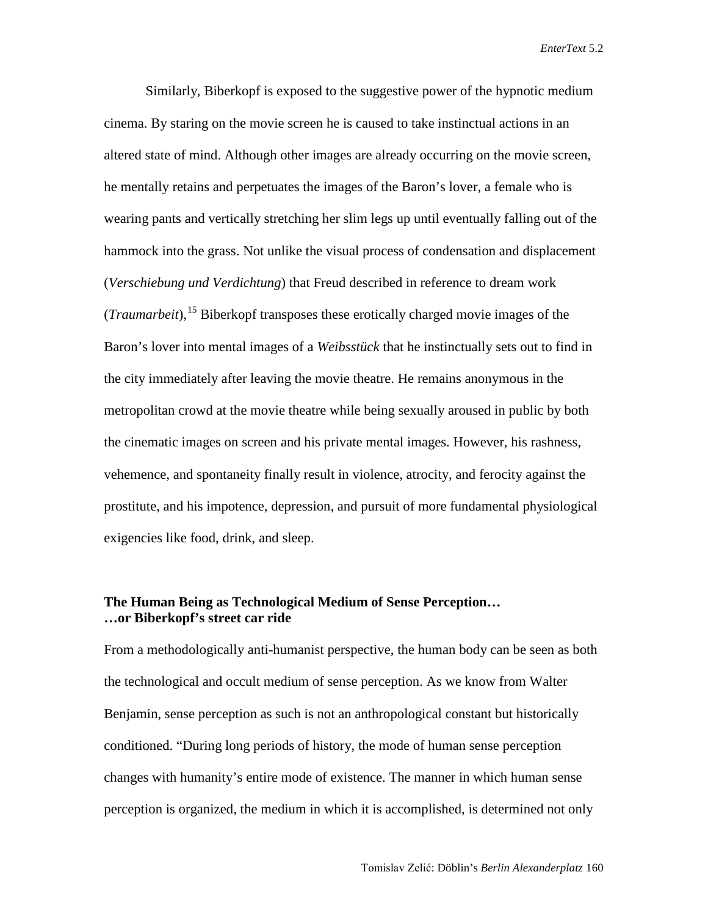Similarly, Biberkopf is exposed to the suggestive power of the hypnotic medium cinema. By staring on the movie screen he is caused to take instinctual actions in an altered state of mind. Although other images are already occurring on the movie screen, he mentally retains and perpetuates the images of the Baron's lover, a female who is wearing pants and vertically stretching her slim legs up until eventually falling out of the hammock into the grass. Not unlike the visual process of condensation and displacement (*Verschiebung und Verdichtung*) that Freud described in reference to dream work (*Traumarbeit*),[15] Biberkopf transposes these erotically charged movie images of the Baron's lover into mental images of a *Weibsstück* that he instinctually sets out to find in the city immediately after leaving the movie theatre. He remains anonymous in the metropolitan crowd at the movie theatre while being sexually aroused in public by both the cinematic images on screen and his private mental images. However, his rashness, vehemence, and spontaneity finally result in violence, atrocity, and ferocity against the prostitute, and his impotence, depression, and pursuit of more fundamental physiological exigencies like food, drink, and sleep.

## The Human Being as Technological Medium of Sense Perception… …or Biberkopf's street car ride

From a methodologically anti-humanist perspective, the human body can be seen as both the technological and occult medium of sense perception. As we know from Walter Benjamin, sense perception as such is not an anthropological constant but historically conditioned. "During long periods of history, the mode of human sense perception changes with humanity's entire mode of existence. The manner in which human sense perception is organized, the medium in which it is accomplished, is determined not only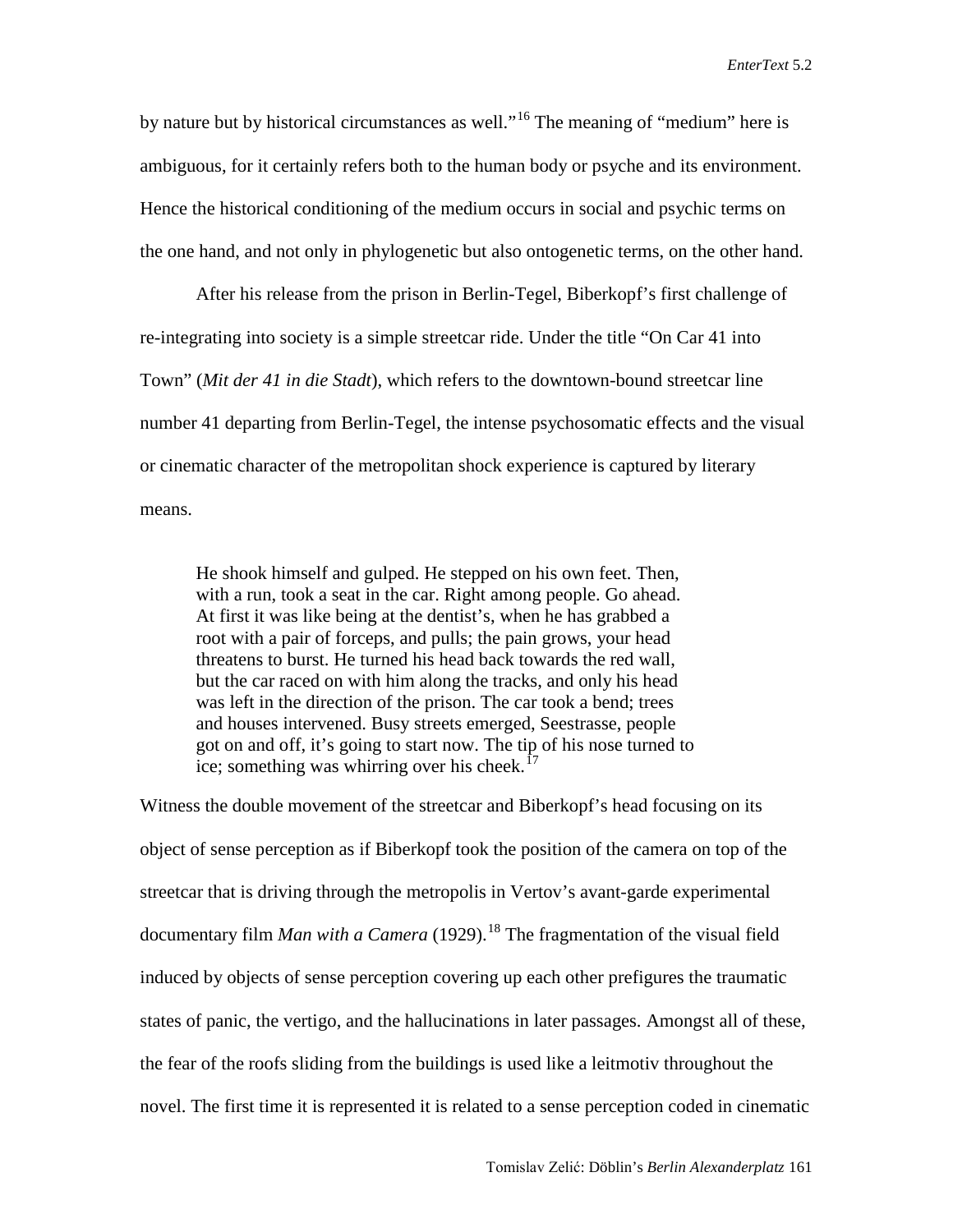by nature but by historical circumstances as well."[16] The meaning of "medium" here is ambiguous, for it certainly refers both to the human body or psyche and its environment. Hence the historical conditioning of the medium occurs in social and psychic terms on the one hand, and not only in phylogenetic but also ontogenetic terms, on the other hand.

After his release from the prison in Berlin-Tegel, Biberkopf's first challenge of re-integrating into society is a simple streetcar ride. Under the title "On Car 41 into Town" (*Mit der 41 in die Stadt*), which refers to the downtown-bound streetcar line number 41 departing from Berlin-Tegel, the intense psychosomatic effects and the visual or cinematic character of the metropolitan shock experience is captured by literary means.

> He shook himself and gulped. He stepped on his own feet. Then, with a run, took a seat in the car. Right among people. Go ahead. At first it was like being at the dentist's, when he has grabbed a root with a pair of forceps, and pulls; the pain grows, your head threatens to burst. He turned his head back towards the red wall, but the car raced on with him along the tracks, and only his head was left in the direction of the prison. The car took a bend; trees and houses intervened. Busy streets emerged, Seestrasse, people got on and off, it's going to start now. The tip of his nose turned to ice; something was whirring over his cheek.[17]

Witness the double movement of the streetcar and Biberkopf's head focusing on its object of sense perception as if Biberkopf took the position of the camera on top of the streetcar that is driving through the metropolis in Vertov's avant-garde experimental documentary film *Man with a Camera* (1929).[18] The fragmentation of the visual field induced by objects of sense perception covering up each other prefigures the traumatic states of panic, the vertigo, and the hallucinations in later passages. Amongst all of these, the fear of the roofs sliding from the buildings is used like a leitmotiv throughout the novel. The first time it is represented it is related to a sense perception coded in cinematic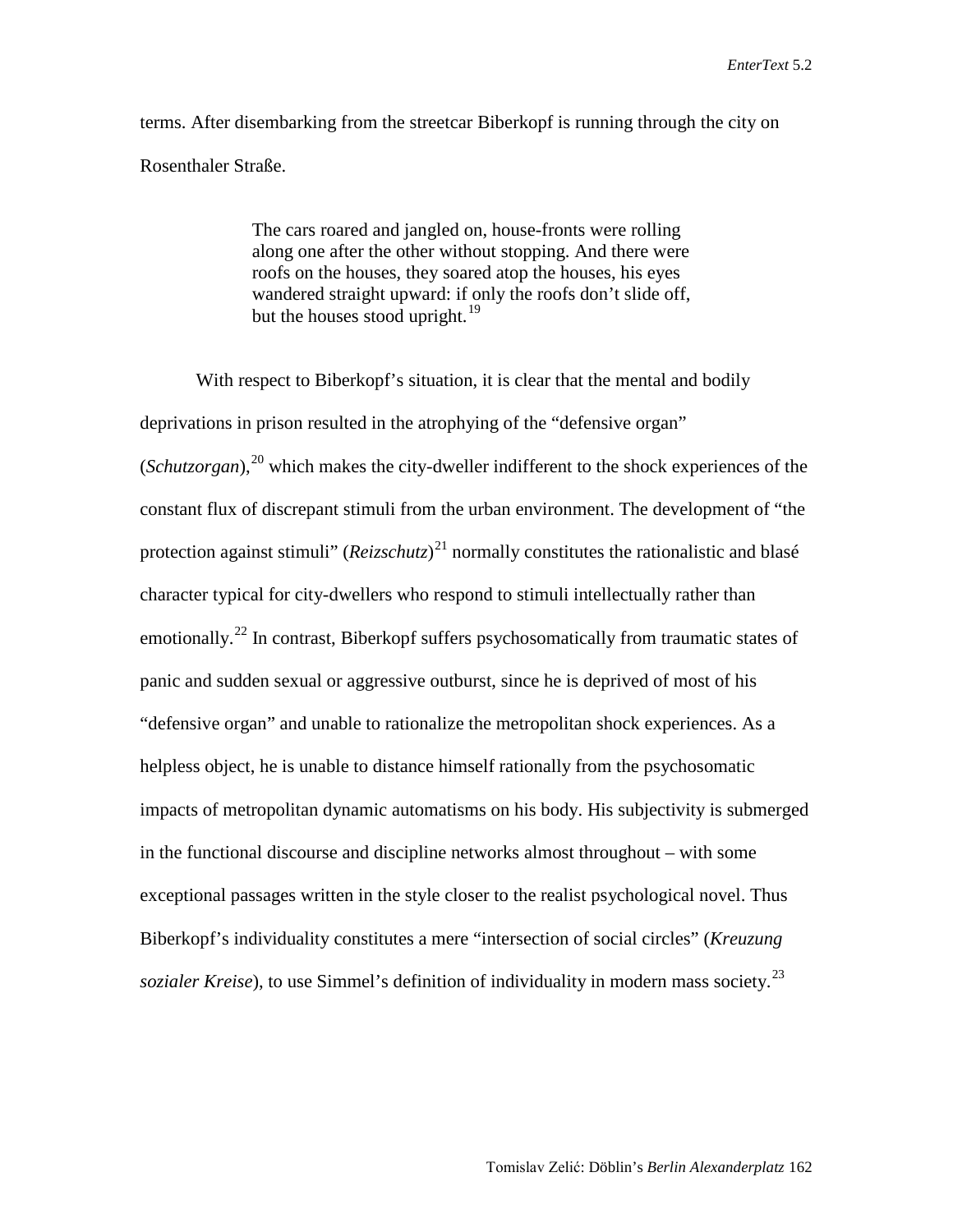terms. After disembarking from the streetcar Biberkopf is running through the city on Rosenthaler Straße.

> The cars roared and jangled on, house-fronts were rolling along one after the other without stopping. And there were roofs on the houses, they soared atop the houses, his eyes wandered straight upward: if only the roofs don't slide off, but the houses stood upright.[19]

With respect to Biberkopf's situation, it is clear that the mental and bodily deprivations in prison resulted in the atrophying of the "defensive organ" (*Schutzorgan*),[20] which makes the city-dweller indifferent to the shock experiences of the constant flux of discrepant stimuli from the urban environment. The development of "the protection against stimuli" (*Reizschutz*)[21] normally constitutes the rationalistic and blasé character typical for city-dwellers who respond to stimuli intellectually rather than emotionally.[22] In contrast, Biberkopf suffers psychosomatically from traumatic states of panic and sudden sexual or aggressive outburst, since he is deprived of most of his "defensive organ" and unable to rationalize the metropolitan shock experiences. As a helpless object, he is unable to distance himself rationally from the psychosomatic impacts of metropolitan dynamic automatisms on his body. His subjectivity is submerged in the functional discourse and discipline networks almost throughout – with some exceptional passages written in the style closer to the realist psychological novel. Thus Biberkopf's individuality constitutes a mere "intersection of social circles" (*Kreuzung sozialer Kreise*), to use Simmel's definition of individuality in modern mass society.[23]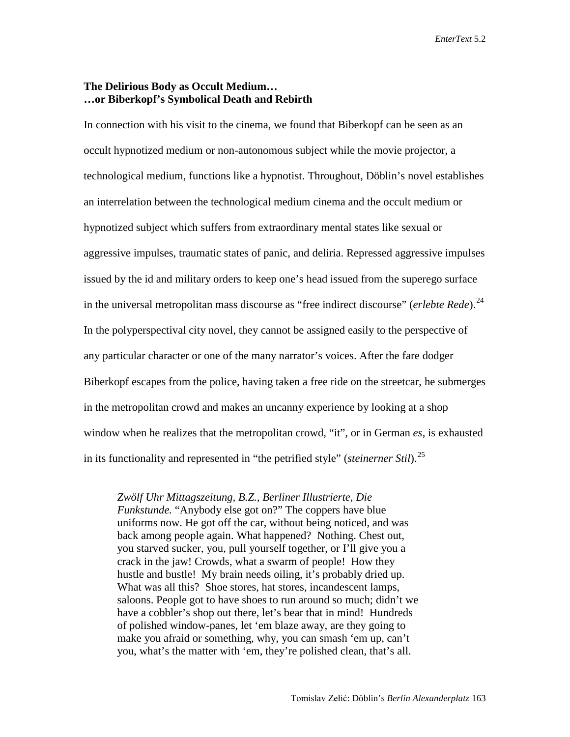**The Delirious Body as Occult Medium…**
**…or Biberkopf's Symbolical Death and Rebirth**

In connection with his visit to the cinema, we found that Biberkopf can be seen as an occult hypnotized medium or non-autonomous subject while the movie projector, a technological medium, functions like a hypnotist. Throughout, Döblin's novel establishes an interrelation between the technological medium cinema and the occult medium or hypnotized subject which suffers from extraordinary mental states like sexual or aggressive impulses, traumatic states of panic, and deliria. Repressed aggressive impulses issued by the id and military orders to keep one's head issued from the superego surface in the universal metropolitan mass discourse as "free indirect discourse" (*erlebte Rede*).[24] In the polyperspectival city novel, they cannot be assigned easily to the perspective of any particular character or one of the many narrator's voices. After the fare dodger Biberkopf escapes from the police, having taken a free ride on the streetcar, he submerges in the metropolitan crowd and makes an uncanny experience by looking at a shop window when he realizes that the metropolitan crowd, "it", or in German *es*, is exhausted in its functionality and represented in "the petrified style" (*steinerner Stil*).[25]

> *Zwölf Uhr Mittagszeitung, B.Z., Berliner Illustrierte, Die Funkstunde.* "Anybody else got on?" The coppers have blue uniforms now. He got off the car, without being noticed, and was back among people again. What happened? Nothing. Chest out, you starved sucker, you, pull yourself together, or I'll give you a crack in the jaw! Crowds, what a swarm of people! How they hustle and bustle! My brain needs oiling, it's probably dried up. What was all this? Shoe stores, hat stores, incandescent lamps, saloons. People got to have shoes to run around so much; didn't we have a cobbler's shop out there, let's bear that in mind! Hundreds of polished window-panes, let 'em blaze away, are they going to make you afraid or something, why, you can smash 'em up, can't you, what's the matter with 'em, they're polished clean, that's all.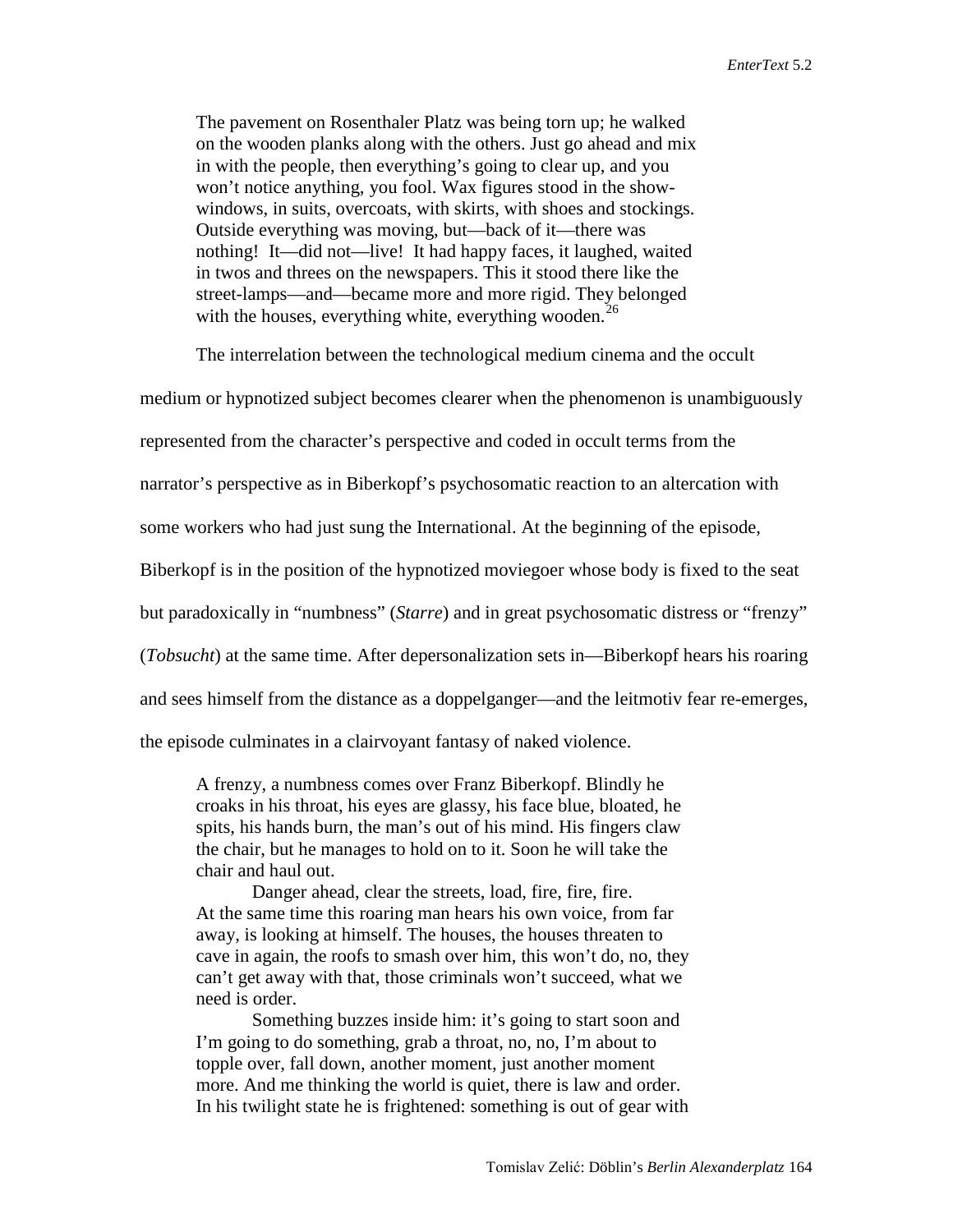> The pavement on Rosenthaler Platz was being torn up; he walked on the wooden planks along with the others. Just go ahead and mix in with the people, then everything's going to clear up, and you won't notice anything, you fool. Wax figures stood in the show-windows, in suits, overcoats, with skirts, with shoes and stockings. Outside everything was moving, but—back of it—there was nothing! It—did not—live! It had happy faces, it laughed, waited in twos and threes on the newspapers. This it stood there like the street-lamps—and—became more and more rigid. They belonged with the houses, everything white, everything wooden.[26]

The interrelation between the technological medium cinema and the occult medium or hypnotized subject becomes clearer when the phenomenon is unambiguously represented from the character's perspective and coded in occult terms from the narrator's perspective as in Biberkopf's psychosomatic reaction to an altercation with some workers who had just sung the International. At the beginning of the episode, Biberkopf is in the position of the hypnotized moviegoer whose body is fixed to the seat but paradoxically in "numbness" (*Starre*) and in great psychosomatic distress or "frenzy" (*Tobsucht*) at the same time. After depersonalization sets in—Biberkopf hears his roaring and sees himself from the distance as a doppelganger—and the leitmotiv fear re-emerges, the episode culminates in a clairvoyant fantasy of naked violence.

> A frenzy, a numbness comes over Franz Biberkopf. Blindly he croaks in his throat, his eyes are glassy, his face blue, bloated, he spits, his hands burn, the man's out of his mind. His fingers claw the chair, but he manages to hold on to it. Soon he will take the chair and haul out.
>
> Danger ahead, clear the streets, load, fire, fire, fire. At the same time this roaring man hears his own voice, from far away, is looking at himself. The houses, the houses threaten to cave in again, the roofs to smash over him, this won't do, no, they can't get away with that, those criminals won't succeed, what we need is order.
>
> Something buzzes inside him: it's going to start soon and I'm going to do something, grab a throat, no, no, I'm about to topple over, fall down, another moment, just another moment more. And me thinking the world is quiet, there is law and order. In his twilight state he is frightened: something is out of gear with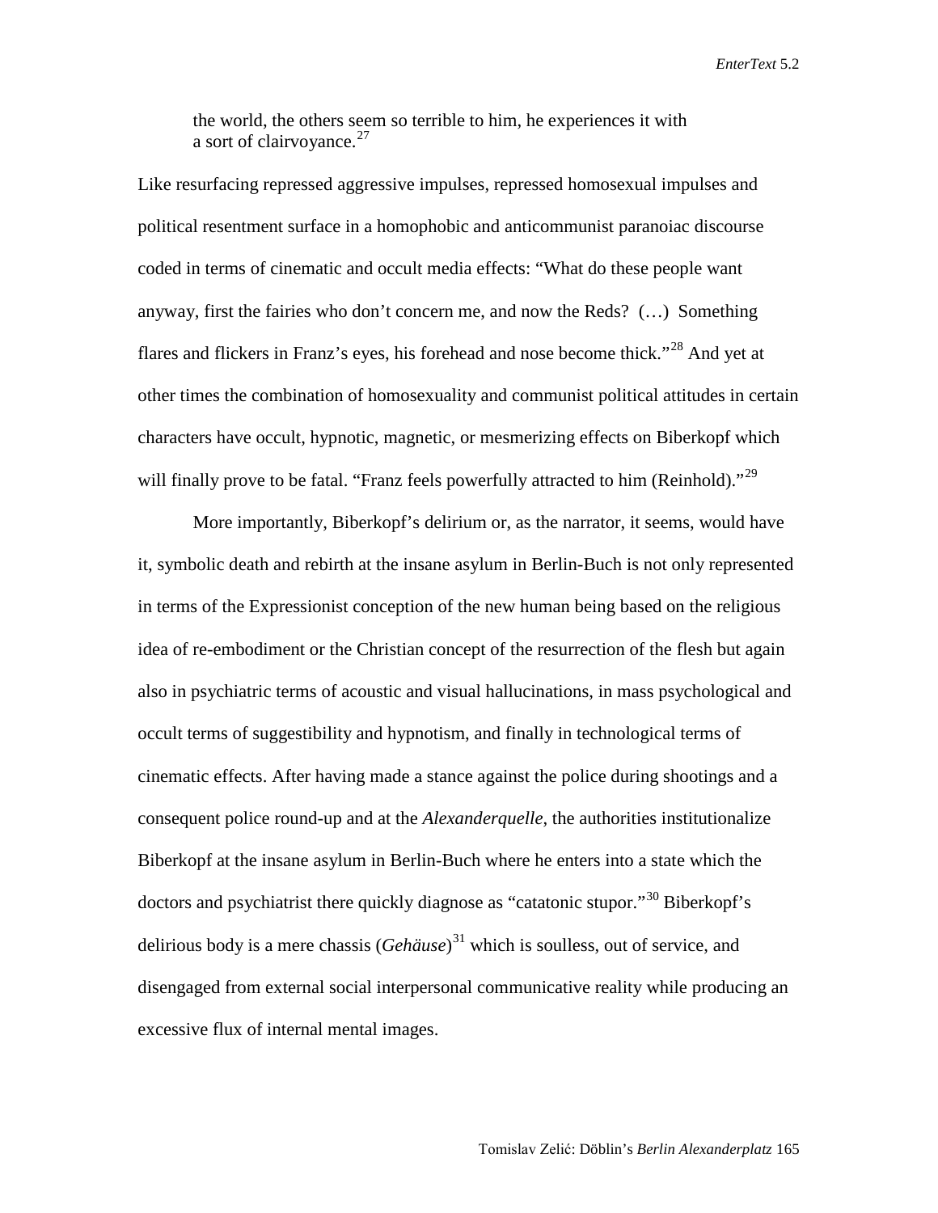> the world, the others seem so terrible to him, he experiences it with a sort of clairvoyance.[27]

Like resurfacing repressed aggressive impulses, repressed homosexual impulses and political resentment surface in a homophobic and anticommunist paranoiac discourse coded in terms of cinematic and occult media effects: "What do these people want anyway, first the fairies who don't concern me, and now the Reds? (…) Something flares and flickers in Franz's eyes, his forehead and nose become thick."[28] And yet at other times the combination of homosexuality and communist political attitudes in certain characters have occult, hypnotic, magnetic, or mesmerizing effects on Biberkopf which will finally prove to be fatal. "Franz feels powerfully attracted to him (Reinhold)."[29]

More importantly, Biberkopf's delirium or, as the narrator, it seems, would have it, symbolic death and rebirth at the insane asylum in Berlin-Buch is not only represented in terms of the Expressionist conception of the new human being based on the religious idea of re-embodiment or the Christian concept of the resurrection of the flesh but again also in psychiatric terms of acoustic and visual hallucinations, in mass psychological and occult terms of suggestibility and hypnotism, and finally in technological terms of cinematic effects. After having made a stance against the police during shootings and a consequent police round-up and at the *Alexanderquelle*, the authorities institutionalize Biberkopf at the insane asylum in Berlin-Buch where he enters into a state which the doctors and psychiatrist there quickly diagnose as "catatonic stupor."[30] Biberkopf's delirious body is a mere chassis (*Gehäuse*)[31] which is soulless, out of service, and disengaged from external social interpersonal communicative reality while producing an excessive flux of internal mental images.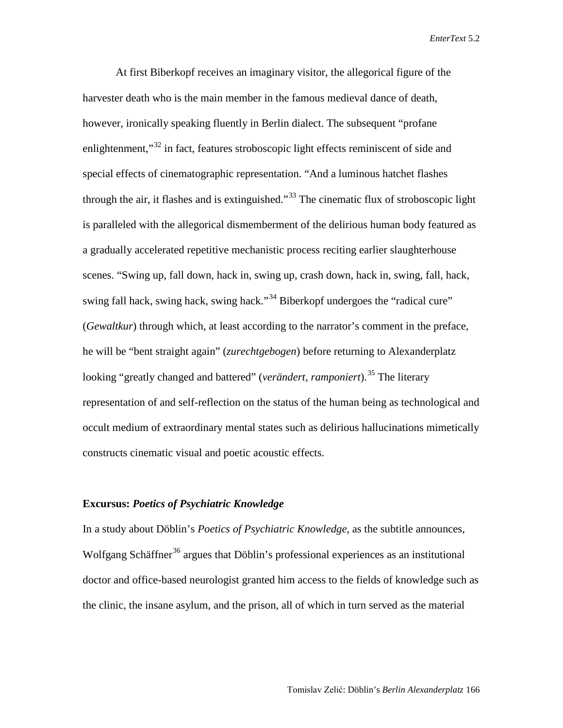At first Biberkopf receives an imaginary visitor, the allegorical figure of the harvester death who is the main member in the famous medieval dance of death, however, ironically speaking fluently in Berlin dialect. The subsequent "profane enlightenment,"[32] in fact, features stroboscopic light effects reminiscent of side and special effects of cinematographic representation. "And a luminous hatchet flashes through the air, it flashes and is extinguished."[33] The cinematic flux of stroboscopic light is paralleled with the allegorical dismemberment of the delirious human body featured as a gradually accelerated repetitive mechanistic process reciting earlier slaughterhouse scenes. "Swing up, fall down, hack in, swing up, crash down, hack in, swing, fall, hack, swing fall hack, swing hack, swing hack."[34] Biberkopf undergoes the "radical cure" (*Gewaltkur*) through which, at least according to the narrator's comment in the preface, he will be "bent straight again" (*zurechtgebogen*) before returning to Alexanderplatz looking "greatly changed and battered" (*verändert, ramponiert*).[35] The literary representation of and self-reflection on the status of the human being as technological and occult medium of extraordinary mental states such as delirious hallucinations mimetically constructs cinematic visual and poetic acoustic effects.

**Excursus: *Poetics of Psychiatric Knowledge***

In a study about Döblin's *Poetics of Psychiatric Knowledge*, as the subtitle announces, Wolfgang Schäffner[36] argues that Döblin's professional experiences as an institutional doctor and office-based neurologist granted him access to the fields of knowledge such as the clinic, the insane asylum, and the prison, all of which in turn served as the material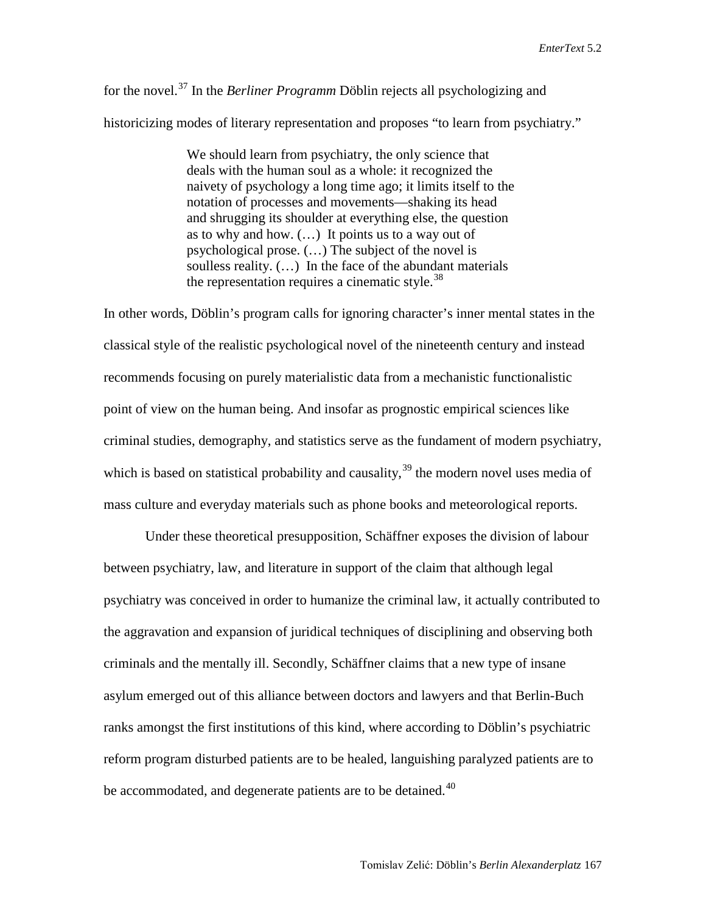for the novel.[37] In the *Berliner Programm* Döblin rejects all psychologizing and historicizing modes of literary representation and proposes "to learn from psychiatry."

> We should learn from psychiatry, the only science that deals with the human soul as a whole: it recognized the naivety of psychology a long time ago; it limits itself to the notation of processes and movements—shaking its head and shrugging its shoulder at everything else, the question as to why and how. (…) It points us to a way out of psychological prose. (…) The subject of the novel is soulless reality. (…) In the face of the abundant materials the representation requires a cinematic style.[38]

In other words, Döblin's program calls for ignoring character's inner mental states in the classical style of the realistic psychological novel of the nineteenth century and instead recommends focusing on purely materialistic data from a mechanistic functionalistic point of view on the human being. And insofar as prognostic empirical sciences like criminal studies, demography, and statistics serve as the fundament of modern psychiatry, which is based on statistical probability and causality,[39] the modern novel uses media of mass culture and everyday materials such as phone books and meteorological reports.

Under these theoretical presupposition, Schäffner exposes the division of labour between psychiatry, law, and literature in support of the claim that although legal psychiatry was conceived in order to humanize the criminal law, it actually contributed to the aggravation and expansion of juridical techniques of disciplining and observing both criminals and the mentally ill. Secondly, Schäffner claims that a new type of insane asylum emerged out of this alliance between doctors and lawyers and that Berlin-Buch ranks amongst the first institutions of this kind, where according to Döblin's psychiatric reform program disturbed patients are to be healed, languishing paralyzed patients are to be accommodated, and degenerate patients are to be detained.[40]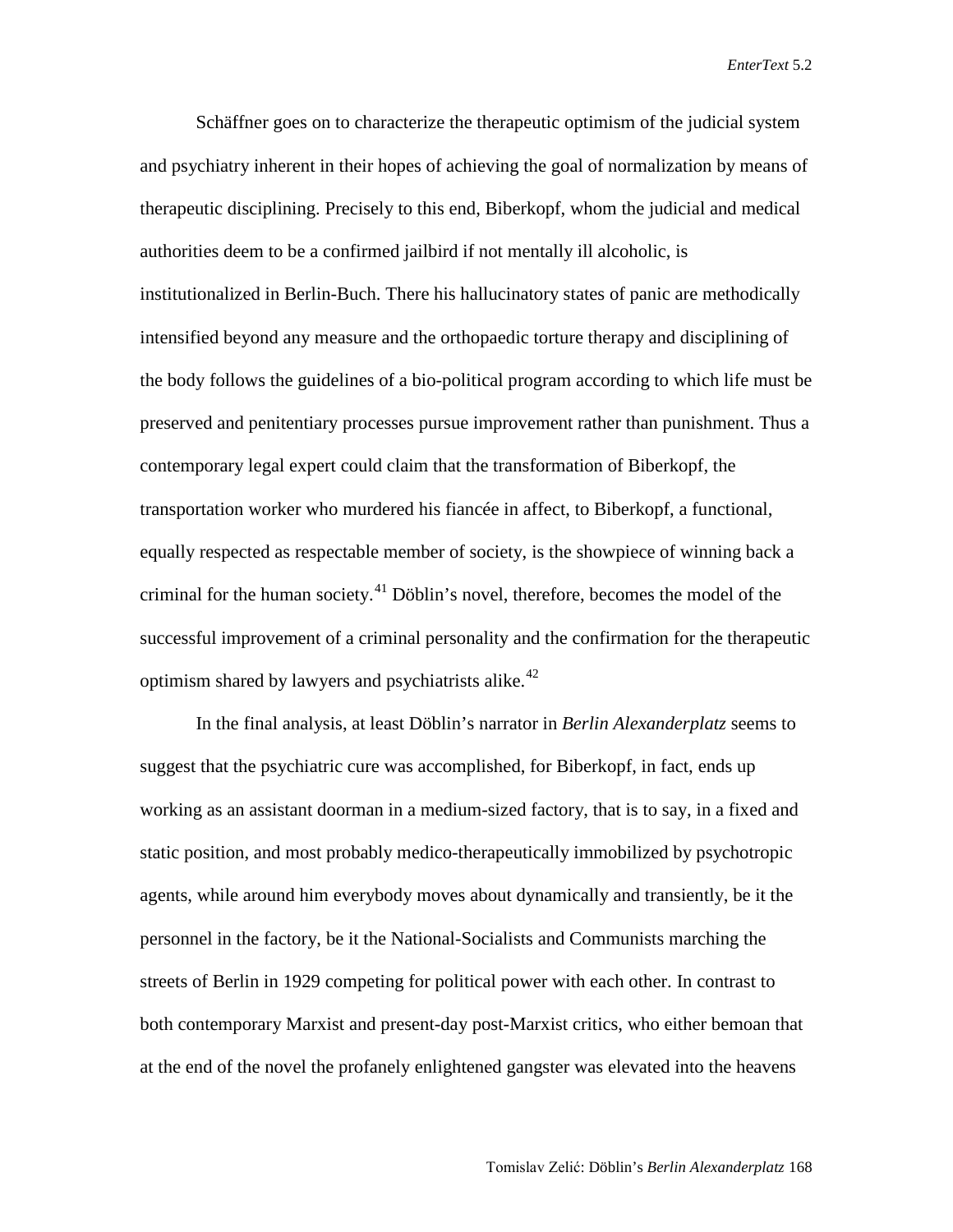Schäffner goes on to characterize the therapeutic optimism of the judicial system and psychiatry inherent in their hopes of achieving the goal of normalization by means of therapeutic disciplining. Precisely to this end, Biberkopf, whom the judicial and medical authorities deem to be a confirmed jailbird if not mentally ill alcoholic, is institutionalized in Berlin-Buch. There his hallucinatory states of panic are methodically intensified beyond any measure and the orthopaedic torture therapy and disciplining of the body follows the guidelines of a bio-political program according to which life must be preserved and penitentiary processes pursue improvement rather than punishment. Thus a contemporary legal expert could claim that the transformation of Biberkopf, the transportation worker who murdered his fiancée in affect, to Biberkopf, a functional, equally respected as respectable member of society, is the showpiece of winning back a criminal for the human society.[41] Döblin's novel, therefore, becomes the model of the successful improvement of a criminal personality and the confirmation for the therapeutic optimism shared by lawyers and psychiatrists alike.[42]

In the final analysis, at least Döblin's narrator in *Berlin Alexanderplatz* seems to suggest that the psychiatric cure was accomplished, for Biberkopf, in fact, ends up working as an assistant doorman in a medium-sized factory, that is to say, in a fixed and static position, and most probably medico-therapeutically immobilized by psychotropic agents, while around him everybody moves about dynamically and transiently, be it the personnel in the factory, be it the National-Socialists and Communists marching the streets of Berlin in 1929 competing for political power with each other. In contrast to both contemporary Marxist and present-day post-Marxist critics, who either bemoan that at the end of the novel the profanely enlightened gangster was elevated into the heavens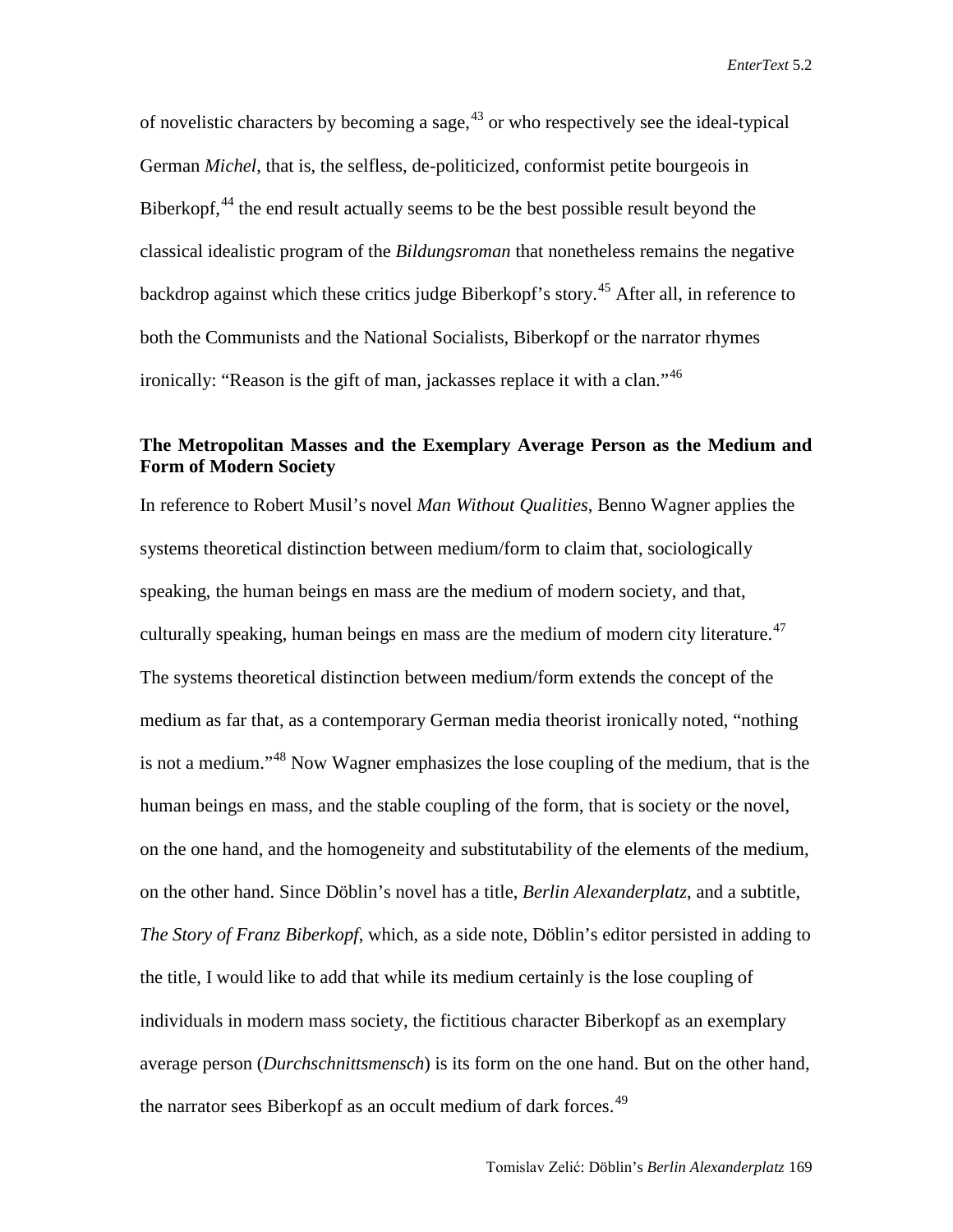of novelistic characters by becoming a sage,[43] or who respectively see the ideal-typical German *Michel*, that is, the selfless, de-politicized, conformist petite bourgeois in Biberkopf,[44] the end result actually seems to be the best possible result beyond the classical idealistic program of the *Bildungsroman* that nonetheless remains the negative backdrop against which these critics judge Biberkopf's story.[45] After all, in reference to both the Communists and the National Socialists, Biberkopf or the narrator rhymes ironically: "Reason is the gift of man, jackasses replace it with a clan."[46]

### The Metropolitan Masses and the Exemplary Average Person as the Medium and Form of Modern Society

In reference to Robert Musil's novel *Man Without Qualities*, Benno Wagner applies the systems theoretical distinction between medium/form to claim that, sociologically speaking, the human beings en mass are the medium of modern society, and that, culturally speaking, human beings en mass are the medium of modern city literature.[47] The systems theoretical distinction between medium/form extends the concept of the medium as far that, as a contemporary German media theorist ironically noted, "nothing is not a medium."[48] Now Wagner emphasizes the lose coupling of the medium, that is the human beings en mass, and the stable coupling of the form, that is society or the novel, on the one hand, and the homogeneity and substitutability of the elements of the medium, on the other hand. Since Döblin's novel has a title, *Berlin Alexanderplatz*, and a subtitle, *The Story of Franz Biberkopf*, which, as a side note, Döblin's editor persisted in adding to the title, I would like to add that while its medium certainly is the lose coupling of individuals in modern mass society, the fictitious character Biberkopf as an exemplary average person (*Durchschnittsmensch*) is its form on the one hand. But on the other hand, the narrator sees Biberkopf as an occult medium of dark forces.[49]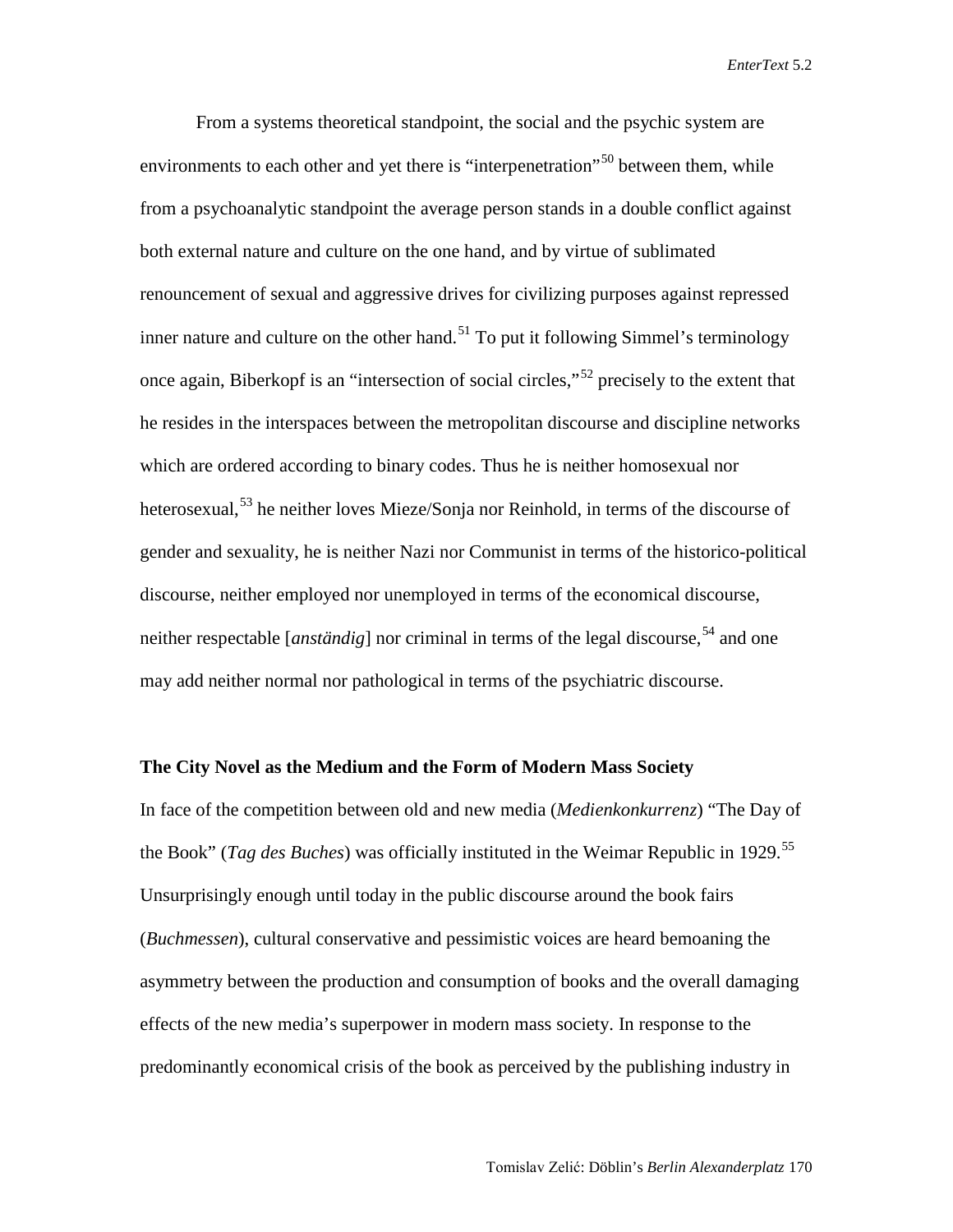From a systems theoretical standpoint, the social and the psychic system are environments to each other and yet there is "interpenetration"[50] between them, while from a psychoanalytic standpoint the average person stands in a double conflict against both external nature and culture on the one hand, and by virtue of sublimated renouncement of sexual and aggressive drives for civilizing purposes against repressed inner nature and culture on the other hand.[51] To put it following Simmel's terminology once again, Biberkopf is an "intersection of social circles,"[52] precisely to the extent that he resides in the interspaces between the metropolitan discourse and discipline networks which are ordered according to binary codes. Thus he is neither homosexual nor heterosexual,[53] he neither loves Mieze/Sonja nor Reinhold, in terms of the discourse of gender and sexuality, he is neither Nazi nor Communist in terms of the historico-political discourse, neither employed nor unemployed in terms of the economical discourse, neither respectable [*anständig*] nor criminal in terms of the legal discourse,[54] and one may add neither normal nor pathological in terms of the psychiatric discourse.

### The City Novel as the Medium and the Form of Modern Mass Society

In face of the competition between old and new media (*Medienkonkurrenz*) "The Day of the Book" (*Tag des Buches*) was officially instituted in the Weimar Republic in 1929.[55] Unsurprisingly enough until today in the public discourse around the book fairs (*Buchmessen*), cultural conservative and pessimistic voices are heard bemoaning the asymmetry between the production and consumption of books and the overall damaging effects of the new media's superpower in modern mass society. In response to the predominantly economical crisis of the book as perceived by the publishing industry in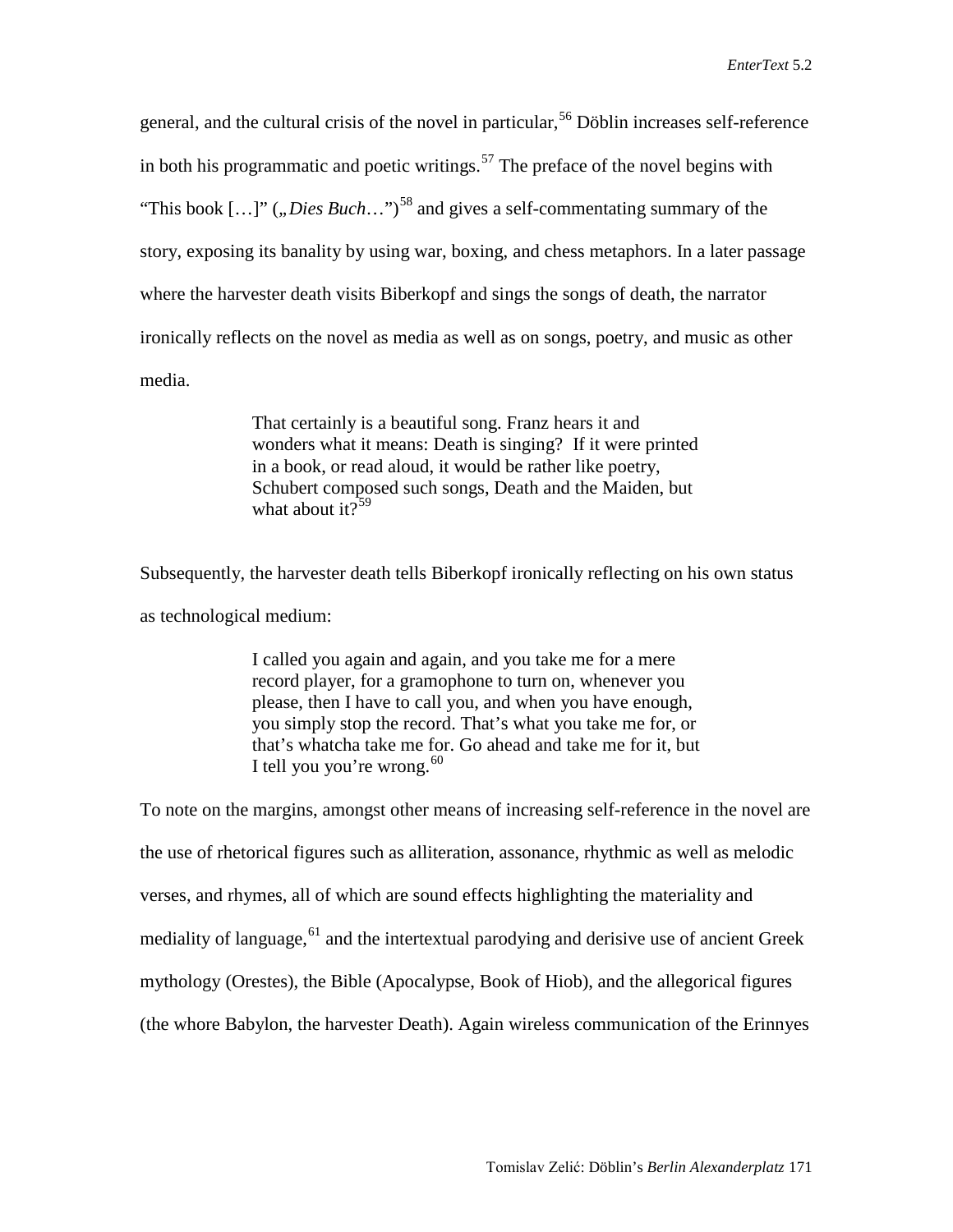general, and the cultural crisis of the novel in particular,[56] Döblin increases self-reference in both his programmatic and poetic writings.[57] The preface of the novel begins with "This book […]" („*Dies Buch*…")[58] and gives a self-commentating summary of the story, exposing its banality by using war, boxing, and chess metaphors. In a later passage where the harvester death visits Biberkopf and sings the songs of death, the narrator ironically reflects on the novel as media as well as on songs, poetry, and music as other media.

> That certainly is a beautiful song. Franz hears it and wonders what it means: Death is singing? If it were printed in a book, or read aloud, it would be rather like poetry, Schubert composed such songs, Death and the Maiden, but what about it?[59]

Subsequently, the harvester death tells Biberkopf ironically reflecting on his own status as technological medium:

> I called you again and again, and you take me for a mere record player, for a gramophone to turn on, whenever you please, then I have to call you, and when you have enough, you simply stop the record. That's what you take me for, or that's whatcha take me for. Go ahead and take me for it, but I tell you you're wrong.[60]

To note on the margins, amongst other means of increasing self-reference in the novel are the use of rhetorical figures such as alliteration, assonance, rhythmic as well as melodic verses, and rhymes, all of which are sound effects highlighting the materiality and mediality of language,[61] and the intertextual parodying and derisive use of ancient Greek mythology (Orestes), the Bible (Apocalypse, Book of Hiob), and the allegorical figures (the whore Babylon, the harvester Death). Again wireless communication of the Erinnyes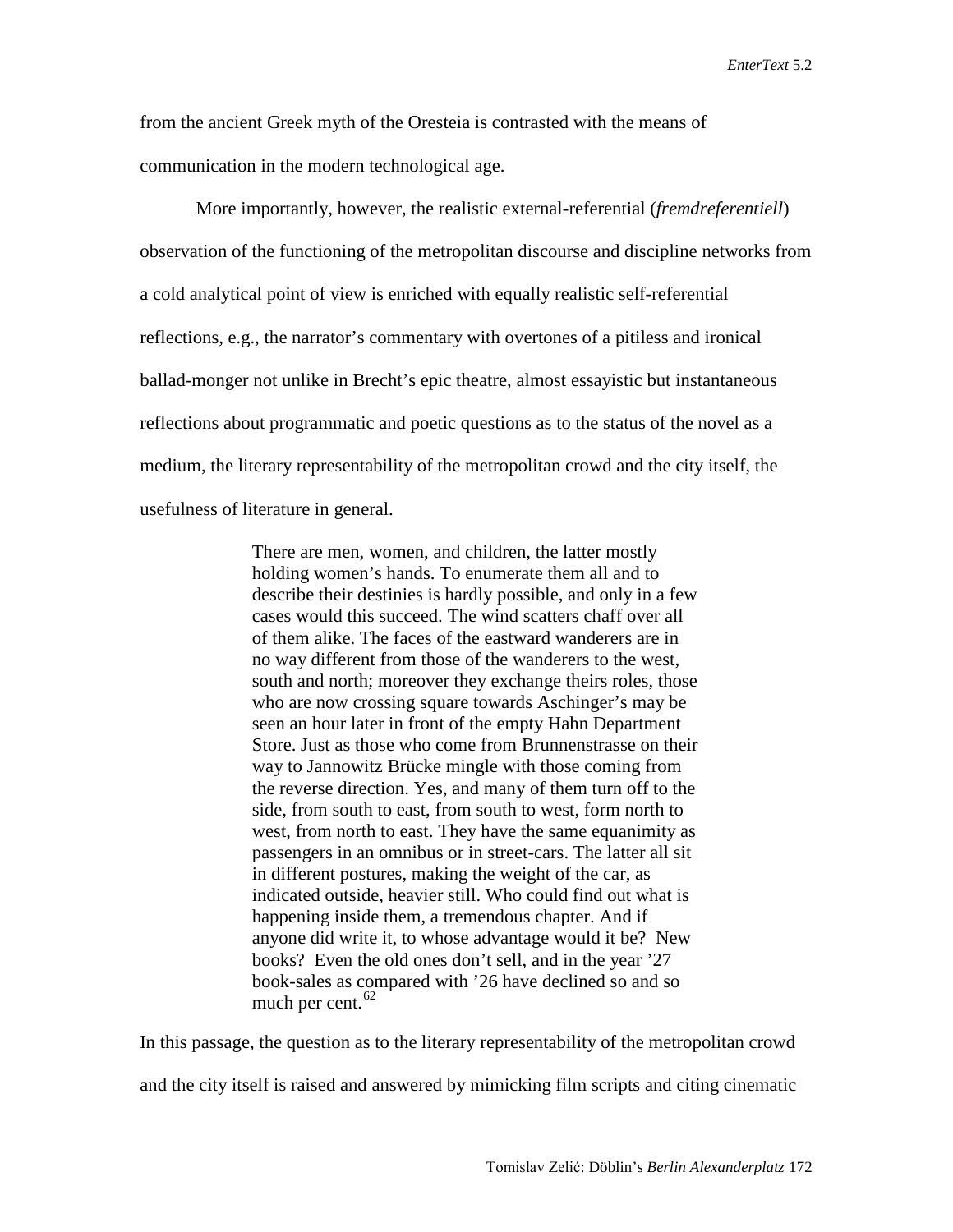from the ancient Greek myth of the Oresteia is contrasted with the means of communication in the modern technological age.

More importantly, however, the realistic external-referential (*fremdreferentiell*) observation of the functioning of the metropolitan discourse and discipline networks from a cold analytical point of view is enriched with equally realistic self-referential reflections, e.g., the narrator's commentary with overtones of a pitiless and ironical ballad-monger not unlike in Brecht's epic theatre, almost essayistic but instantaneous reflections about programmatic and poetic questions as to the status of the novel as a medium, the literary representability of the metropolitan crowd and the city itself, the usefulness of literature in general.

> There are men, women, and children, the latter mostly holding women's hands. To enumerate them all and to describe their destinies is hardly possible, and only in a few cases would this succeed. The wind scatters chaff over all of them alike. The faces of the eastward wanderers are in no way different from those of the wanderers to the west, south and north; moreover they exchange theirs roles, those who are now crossing square towards Aschinger's may be seen an hour later in front of the empty Hahn Department Store. Just as those who come from Brunnenstrasse on their way to Jannowitz Brücke mingle with those coming from the reverse direction. Yes, and many of them turn off to the side, from south to east, from south to west, form north to west, from north to east. They have the same equanimity as passengers in an omnibus or in street-cars. The latter all sit in different postures, making the weight of the car, as indicated outside, heavier still. Who could find out what is happening inside them, a tremendous chapter. And if anyone did write it, to whose advantage would it be? New books? Even the old ones don't sell, and in the year '27 book-sales as compared with '26 have declined so and so much per cent.[62]

In this passage, the question as to the literary representability of the metropolitan crowd and the city itself is raised and answered by mimicking film scripts and citing cinematic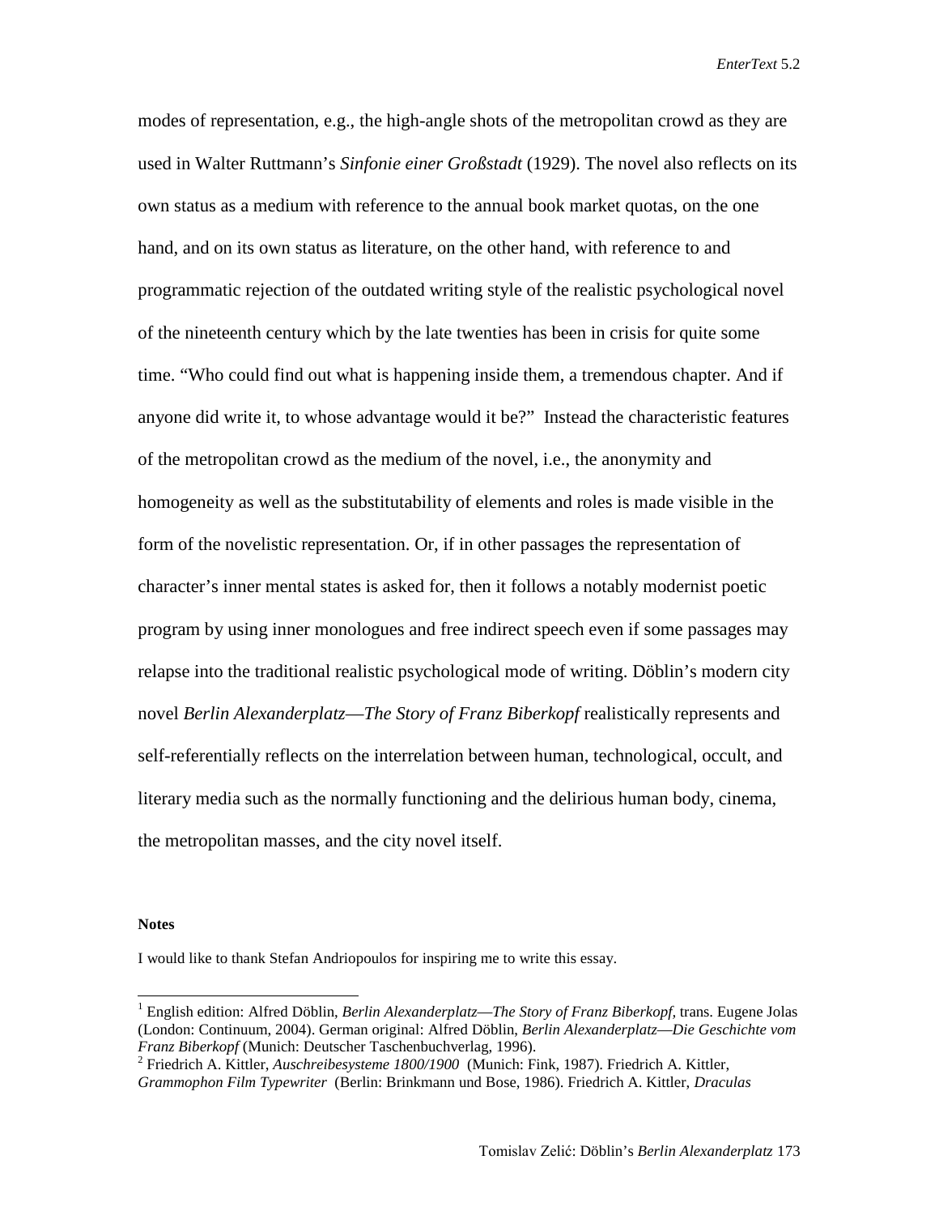modes of representation, e.g., the high-angle shots of the metropolitan crowd as they are used in Walter Ruttmann's *Sinfonie einer Großstadt* (1929). The novel also reflects on its own status as a medium with reference to the annual book market quotas, on the one hand, and on its own status as literature, on the other hand, with reference to and programmatic rejection of the outdated writing style of the realistic psychological novel of the nineteenth century which by the late twenties has been in crisis for quite some time. "Who could find out what is happening inside them, a tremendous chapter. And if anyone did write it, to whose advantage would it be?" Instead the characteristic features of the metropolitan crowd as the medium of the novel, i.e., the anonymity and homogeneity as well as the substitutability of elements and roles is made visible in the form of the novelistic representation. Or, if in other passages the representation of character's inner mental states is asked for, then it follows a notably modernist poetic program by using inner monologues and free indirect speech even if some passages may relapse into the traditional realistic psychological mode of writing. Döblin's modern city novel *Berlin Alexanderplatz—The Story of Franz Biberkopf* realistically represents and self-referentially reflects on the interrelation between human, technological, occult, and literary media such as the normally functioning and the delirious human body, cinema, the metropolitan masses, and the city novel itself.

#### Notes

I would like to thank Stefan Andriopoulos for inspiring me to write this essay.

[1] English edition: Alfred Döblin, *Berlin Alexanderplatz—The Story of Franz Biberkopf,* trans. Eugene Jolas (London: Continuum, 2004). German original: Alfred Döblin, *Berlin Alexanderplatz—Die Geschichte vom Franz Biberkopf* (Munich: Deutscher Taschenbuchverlag, 1996).

[2] Friedrich A. Kittler, *Auschreibesysteme 1800/1900* (Munich: Fink, 1987). Friedrich A. Kittler, *Grammophon Film Typewriter* (Berlin: Brinkmann und Bose, 1986). Friedrich A. Kittler, *Draculas*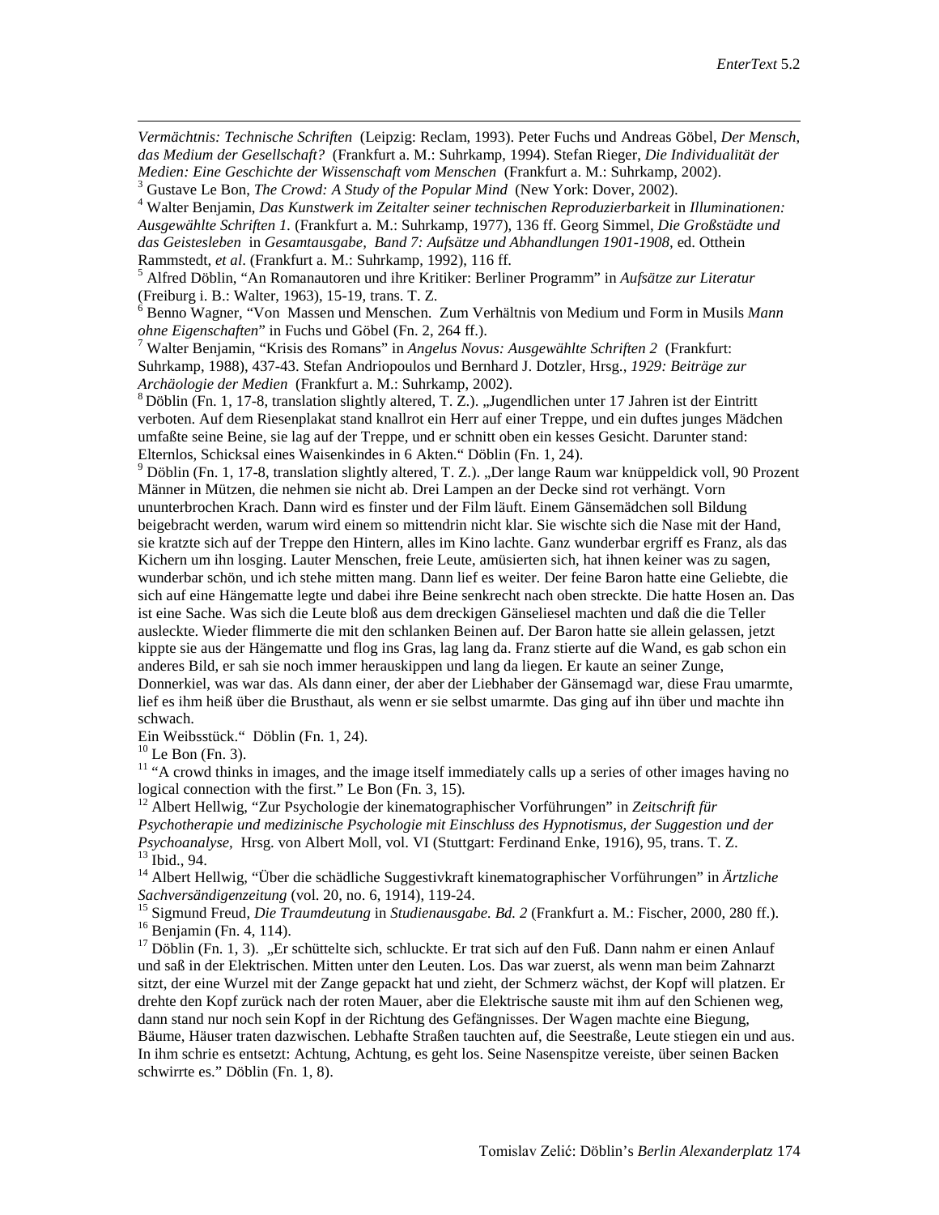*Vermächtnis: Technische Schriften* (Leipzig: Reclam, 1993). Peter Fuchs und Andreas Göbel, *Der Mensch, das Medium der Gesellschaft?* (Frankfurt a. M.: Suhrkamp, 1994). Stefan Rieger, *Die Individualität der Medien: Eine Geschichte der Wissenschaft vom Menschen* (Frankfurt a. M.: Suhrkamp, 2002).

[3] Gustave Le Bon, *The Crowd: A Study of the Popular Mind* (New York: Dover, 2002).

[4] Walter Benjamin, *Das Kunstwerk im Zeitalter seiner technischen Reproduzierbarkeit* in *Illuminationen: Ausgewählte Schriften 1.* (Frankfurt a. M.: Suhrkamp, 1977), 136 ff. Georg Simmel, *Die Großstädte und das Geistesleben* in *Gesamtausgabe, Band 7: Aufsätze und Abhandlungen 1901-1908,* ed. Otthein Rammstedt, *et al*. (Frankfurt a. M.: Suhrkamp, 1992), 116 ff.

[5] Alfred Döblin, "An Romanautoren und ihre Kritiker: Berliner Programm" in *Aufsätze zur Literatur* (Freiburg i. B.: Walter, 1963), 15-19, trans. T. Z.

[6] Benno Wagner, "Von Massen und Menschen. Zum Verhältnis von Medium und Form in Musils *Mann ohne Eigenschaften*" in Fuchs und Göbel (Fn. 2, 264 ff.).

[7] Walter Benjamin, "Krisis des Romans" in *Angelus Novus: Ausgewählte Schriften 2* (Frankfurt: Suhrkamp, 1988), 437-43. Stefan Andriopoulos und Bernhard J. Dotzler, Hrsg., *1929: Beiträge zur Archäologie der Medien* (Frankfurt a. M.: Suhrkamp, 2002).

[8] Döblin (Fn. 1, 17-8, translation slightly altered, T. Z.). „Jugendlichen unter 17 Jahren ist der Eintritt verboten. Auf dem Riesenplakat stand knallrot ein Herr auf einer Treppe, und ein duftes junges Mädchen umfaßte seine Beine, sie lag auf der Treppe, und er schnitt oben ein kesses Gesicht. Darunter stand: Elternlos, Schicksal eines Waisenkindes in 6 Akten." Döblin (Fn. 1, 24).

[9] Döblin (Fn. 1, 17-8, translation slightly altered, T. Z.). „Der lange Raum war knüppeldick voll, 90 Prozent Männer in Mützen, die nehmen sie nicht ab. Drei Lampen an der Decke sind rot verhängt. Vorn ununterbrochen Krach. Dann wird es finster und der Film läuft. Einem Gänsemädchen soll Bildung beigebracht werden, warum wird einem so mittendrin nicht klar. Sie wischte sich die Nase mit der Hand, sie kratzte sich auf der Treppe den Hintern, alles im Kino lachte. Ganz wunderbar ergriff es Franz, als das Kichern um ihn losging. Lauter Menschen, freie Leute, amüsierten sich, hat ihnen keiner was zu sagen, wunderbar schön, und ich stehe mitten mang. Dann lief es weiter. Der feine Baron hatte eine Geliebte, die sich auf eine Hängematte legte und dabei ihre Beine senkrecht nach oben streckte. Die hatte Hosen an. Das ist eine Sache. Was sich die Leute bloß aus dem dreckigen Gänseliesel machten und daß die die Teller ausleckte. Wieder flimmerte die mit den schlanken Beinen auf. Der Baron hatte sie allein gelassen, jetzt kippte sie aus der Hängematte und flog ins Gras, lag lang da. Franz stierte auf die Wand, es gab schon ein anderes Bild, er sah sie noch immer herauskippen und lang da liegen. Er kaute an seiner Zunge, Donnerkiel, was war das. Als dann einer, der aber der Liebhaber der Gänsemagd war, diese Frau umarmte, lief es ihm heiß über die Brusthaut, als wenn er sie selbst umarmte. Das ging auf ihn über und machte ihn schwach.
Ein Weibsstück." Döblin (Fn. 1, 24).

[10] Le Bon (Fn. 3).

[11] "A crowd thinks in images, and the image itself immediately calls up a series of other images having no logical connection with the first." Le Bon (Fn. 3, 15).

[12] Albert Hellwig, "Zur Psychologie der kinematographischer Vorführungen" in *Zeitschrift für Psychotherapie und medizinische Psychologie mit Einschluss des Hypnotismus, der Suggestion und der Psychoanalyse,* Hrsg. von Albert Moll, vol. VI (Stuttgart: Ferdinand Enke, 1916), 95, trans. T. Z.

[13] Ibid., 94.

[14] Albert Hellwig, "Über die schädliche Suggestivkraft kinematographischer Vorführungen" in *Ärtzliche Sachversändigenzeitung* (vol. 20, no. 6, 1914), 119-24.

[15] Sigmund Freud, *Die Traumdeutung* in *Studienausgabe. Bd. 2* (Frankfurt a. M.: Fischer, 2000, 280 ff.).

[16] Benjamin (Fn. 4, 114).

[17] Döblin (Fn. 1, 3). „Er schüttelte sich, schluckte. Er trat sich auf den Fuß. Dann nahm er einen Anlauf und saß in der Elektrischen. Mitten unter den Leuten. Los. Das war zuerst, als wenn man beim Zahnarzt sitzt, der eine Wurzel mit der Zange gepackt hat und zieht, der Schmerz wächst, der Kopf will platzen. Er drehte den Kopf zurück nach der roten Mauer, aber die Elektrische sauste mit ihm auf den Schienen weg, dann stand nur noch sein Kopf in der Richtung des Gefängnisses. Der Wagen machte eine Biegung, Bäume, Häuser traten dazwischen. Lebhafte Straßen tauchten auf, die Seestraße, Leute stiegen ein und aus. In ihm schrie es entsetzt: Achtung, Achtung, es geht los. Seine Nasenspitze vereiste, über seinen Backen schwirrte es." Döblin (Fn. 1, 8).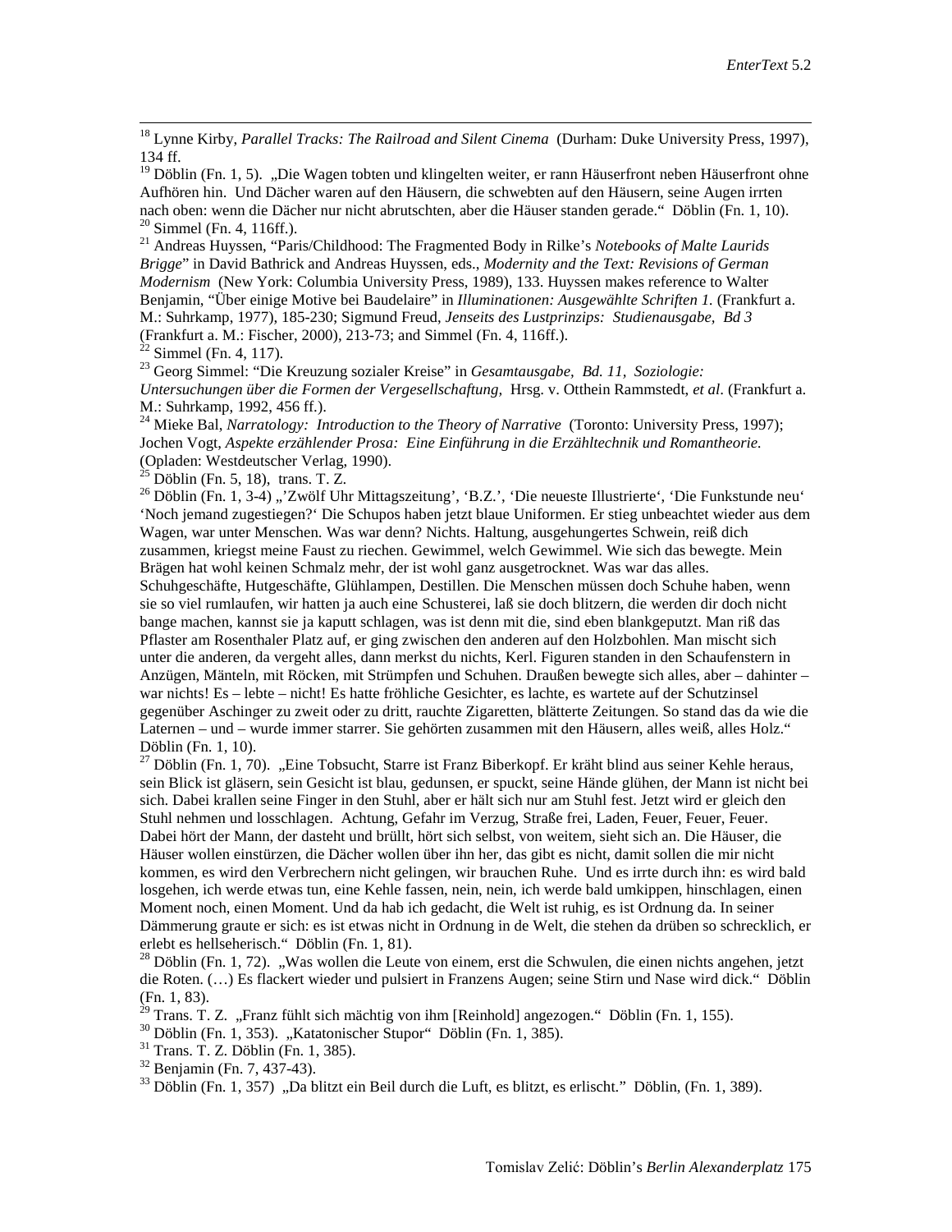[18] Lynne Kirby, *Parallel Tracks: The Railroad and Silent Cinema* (Durham: Duke University Press, 1997), 134 ff.

[19] Döblin (Fn. 1, 5). „Die Wagen tobten und klingelten weiter, er rann Häuserfront neben Häuserfront ohne Aufhören hin. Und Dächer waren auf den Häusern, die schwebten auf den Häusern, seine Augen irrten nach oben: wenn die Dächer nur nicht abrutschten, aber die Häuser standen gerade." Döblin (Fn. 1, 10).

[20] Simmel (Fn. 4, 116ff.).

[21] Andreas Huyssen, "Paris/Childhood: The Fragmented Body in Rilke's *Notebooks of Malte Laurids Brigge*" in David Bathrick and Andreas Huyssen, eds., *Modernity and the Text: Revisions of German Modernism* (New York: Columbia University Press, 1989), 133. Huyssen makes reference to Walter Benjamin, "Über einige Motive bei Baudelaire" in *Illuminationen: Ausgewählte Schriften 1.* (Frankfurt a. M.: Suhrkamp, 1977), 185-230; Sigmund Freud, *Jenseits des Lustprinzips: Studienausgabe, Bd 3* (Frankfurt a. M.: Fischer, 2000), 213-73; and Simmel (Fn. 4, 116ff.).

[22] Simmel (Fn. 4, 117).

[23] Georg Simmel: "Die Kreuzung sozialer Kreise" in *Gesamtausgabe, Bd. 11, Soziologie: Untersuchungen über die Formen der Vergesellschaftung,* Hrsg. v. Otthein Rammstedt, *et al*. (Frankfurt a. M.: Suhrkamp, 1992, 456 ff.).

[24] Mieke Bal, *Narratology: Introduction to the Theory of Narrative* (Toronto: University Press, 1997); Jochen Vogt, *Aspekte erzählender Prosa: Eine Einführung in die Erzähltechnik und Romantheorie.* (Opladen: Westdeutscher Verlag, 1990).

[25] Döblin (Fn. 5, 18), trans. T. Z.

[26] Döblin (Fn. 1, 3-4) „'Zwölf Uhr Mittagszeitung', 'B.Z.', 'Die neueste Illustrierte', 'Die Funkstunde neu' 'Noch jemand zugestiegen?' Die Schupos haben jetzt blaue Uniformen. Er stieg unbeachtet wieder aus dem Wagen, war unter Menschen. Was war denn? Nichts. Haltung, ausgehungertes Schwein, reiß dich zusammen, kriegst meine Faust zu riechen. Gewimmel, welch Gewimmel. Wie sich das bewegte. Mein Brägen hat wohl keinen Schmalz mehr, der ist wohl ganz ausgetrocknet. Was war das alles. Schuhgeschäfte, Hutgeschäfte, Glühlampen, Destillen. Die Menschen müssen doch Schuhe haben, wenn sie so viel rumlaufen, wir hatten ja auch eine Schusterei, laß sie doch blitzern, die werden dir doch nicht bange machen, kannst sie ja kaputt schlagen, was ist denn mit die, sind eben blankgeputzt. Man riß das Pflaster am Rosenthaler Platz auf, er ging zwischen den anderen auf den Holzbohlen. Man mischt sich unter die anderen, da vergeht alles, dann merkst du nichts, Kerl. Figuren standen in den Schaufenstern in Anzügen, Mänteln, mit Röcken, mit Strümpfen und Schuhen. Draußen bewegte sich alles, aber – dahinter – war nichts! Es – lebte – nicht! Es hatte fröhliche Gesichter, es lachte, es wartete auf der Schutzinsel gegenüber Aschinger zu zweit oder zu dritt, rauchte Zigaretten, blätterte Zeitungen. So stand das da wie die Laternen – und – wurde immer starrer. Sie gehörten zusammen mit den Häusern, alles weiß, alles Holz." Döblin (Fn. 1, 10).

[27] Döblin (Fn. 1, 70). „Eine Tobsucht, Starre ist Franz Biberkopf. Er kräht blind aus seiner Kehle heraus, sein Blick ist gläsern, sein Gesicht ist blau, gedunsen, er spuckt, seine Hände glühen, der Mann ist nicht bei sich. Dabei krallen seine Finger in den Stuhl, aber er hält sich nur am Stuhl fest. Jetzt wird er gleich den Stuhl nehmen und losschlagen. Achtung, Gefahr im Verzug, Straße frei, Laden, Feuer, Feuer, Feuer. Dabei hört der Mann, der dasteht und brüllt, hört sich selbst, von weitem, sieht sich an. Die Häuser, die Häuser wollen einstürzen, die Dächer wollen über ihn her, das gibt es nicht, damit sollen die mir nicht kommen, es wird den Verbrechern nicht gelingen, wir brauchen Ruhe. Und es irrte durch ihn: es wird bald losgehen, ich werde etwas tun, eine Kehle fassen, nein, nein, ich werde bald umkippen, hinschlagen, einen Moment noch, einen Moment. Und da hab ich gedacht, die Welt ist ruhig, es ist Ordnung da. In seiner Dämmerung graute er sich: es ist etwas nicht in Ordnung in de Welt, die stehen da drüben so schrecklich, er erlebt es hellseherisch." Döblin (Fn. 1, 81).

[28] Döblin (Fn. 1, 72). „Was wollen die Leute von einem, erst die Schwulen, die einen nichts angehen, jetzt die Roten. (…) Es flackert wieder und pulsiert in Franzens Augen; seine Stirn und Nase wird dick." Döblin (Fn. 1, 83).

[29] Trans. T. Z. „Franz fühlt sich mächtig von ihm [Reinhold] angezogen." Döblin (Fn. 1, 155).

[30] Döblin (Fn. 1, 353). „Katatonischer Stupor" Döblin (Fn. 1, 385).

[31] Trans. T. Z. Döblin (Fn. 1, 385).

[32] Benjamin (Fn. 7, 437-43).

[33] Döblin (Fn. 1, 357) „Da blitzt ein Beil durch die Luft, es blitzt, es erlischt." Döblin, (Fn. 1, 389).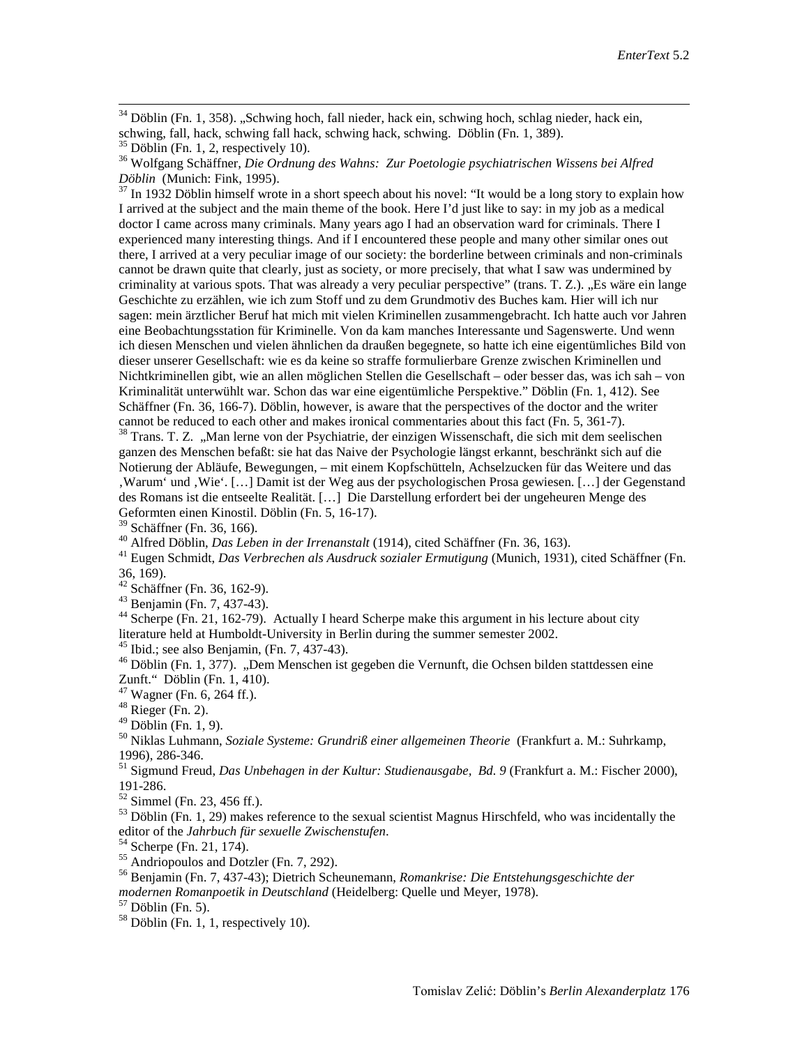[34] Döblin (Fn. 1, 358). „Schwing hoch, fall nieder, hack ein, schwing hoch, schlag nieder, hack ein, schwing, fall, hack, schwing fall hack, schwing hack, schwing. Döblin (Fn. 1, 389).

[35] Döblin (Fn. 1, 2, respectively 10).

[36] Wolfgang Schäffner, *Die Ordnung des Wahns: Zur Poetologie psychiatrischen Wissens bei Alfred Döblin* (Munich: Fink, 1995).

[37] In 1932 Döblin himself wrote in a short speech about his novel: "It would be a long story to explain how I arrived at the subject and the main theme of the book. Here I'd just like to say: in my job as a medical doctor I came across many criminals. Many years ago I had an observation ward for criminals. There I experienced many interesting things. And if I encountered these people and many other similar ones out there, I arrived at a very peculiar image of our society: the borderline between criminals and non-criminals cannot be drawn quite that clearly, just as society, or more precisely, that what I saw was undermined by criminality at various spots. That was already a very peculiar perspective" (trans. T. Z.). „Es wäre ein lange Geschichte zu erzählen, wie ich zum Stoff und zu dem Grundmotiv des Buches kam. Hier will ich nur sagen: mein ärztlicher Beruf hat mich mit vielen Kriminellen zusammengebracht. Ich hatte auch vor Jahren eine Beobachtungsstation für Kriminelle. Von da kam manches Interessante und Sagenswerte. Und wenn ich diesen Menschen und vielen ähnlichen da draußen begegnete, so hatte ich eine eigentümliches Bild von dieser unserer Gesellschaft: wie es da keine so straffe formulierbare Grenze zwischen Kriminellen und Nichtkriminellen gibt, wie an allen möglichen Stellen die Gesellschaft – oder besser das, was ich sah – von Kriminalität unterwühlt war. Schon das war eine eigentümliche Perspektive." Döblin (Fn. 1, 412). See Schäffner (Fn. 36, 166-7). Döblin, however, is aware that the perspectives of the doctor and the writer cannot be reduced to each other and makes ironical commentaries about this fact (Fn. 5, 361-7).

[38] Trans. T. Z. „Man lerne von der Psychiatrie, der einzigen Wissenschaft, die sich mit dem seelischen ganzen des Menschen befaßt: sie hat das Naive der Psychologie längst erkannt, beschränkt sich auf die Notierung der Abläufe, Bewegungen, – mit einem Kopfschütteln, Achselzucken für das Weitere und das ‚Warum' und ‚Wie'. […] Damit ist der Weg aus der psychologischen Prosa gewiesen. […] der Gegenstand des Romans ist die entseelte Realität. […] Die Darstellung erfordert bei der ungeheuren Menge des Geformten einen Kinostil. Döblin (Fn. 5, 16-17).

[39] Schäffner (Fn. 36, 166).

[40] Alfred Döblin, *Das Leben in der Irrenanstalt* (1914), cited Schäffner (Fn. 36, 163).

[41] Eugen Schmidt, *Das Verbrechen als Ausdruck sozialer Ermutigung* (Munich, 1931), cited Schäffner (Fn. 36, 169).

[42] Schäffner (Fn. 36, 162-9).

[43] Benjamin (Fn. 7, 437-43).

[44] Scherpe (Fn. 21, 162-79). Actually I heard Scherpe make this argument in his lecture about city literature held at Humboldt-University in Berlin during the summer semester 2002.

[45] Ibid.; see also Benjamin, (Fn. 7, 437-43).

[46] Döblin (Fn. 1, 377). „Dem Menschen ist gegeben die Vernunft, die Ochsen bilden stattdessen eine Zunft." Döblin (Fn. 1, 410).

[47] Wagner (Fn. 6, 264 ff.).

[48] Rieger (Fn. 2).

[49] Döblin (Fn. 1, 9).

[50] Niklas Luhmann, *Soziale Systeme: Grundriß einer allgemeinen Theorie* (Frankfurt a. M.: Suhrkamp, 1996), 286-346.

[51] Sigmund Freud, *Das Unbehagen in der Kultur: Studienausgabe, Bd. 9* (Frankfurt a. M.: Fischer 2000), 191-286.

[52] Simmel (Fn. 23, 456 ff.).

[53] Döblin (Fn. 1, 29) makes reference to the sexual scientist Magnus Hirschfeld, who was incidentally the editor of the *Jahrbuch für sexuelle Zwischenstufen*.

[54] Scherpe (Fn. 21, 174).

[55] Andriopoulos and Dotzler (Fn. 7, 292).

[56] Benjamin (Fn. 7, 437-43); Dietrich Scheunemann, *Romankrise: Die Entstehungsgeschichte der modernen Romanpoetik in Deutschland* (Heidelberg: Quelle und Meyer, 1978).

[57] Döblin (Fn. 5).

[58] Döblin (Fn. 1, 1, respectively 10).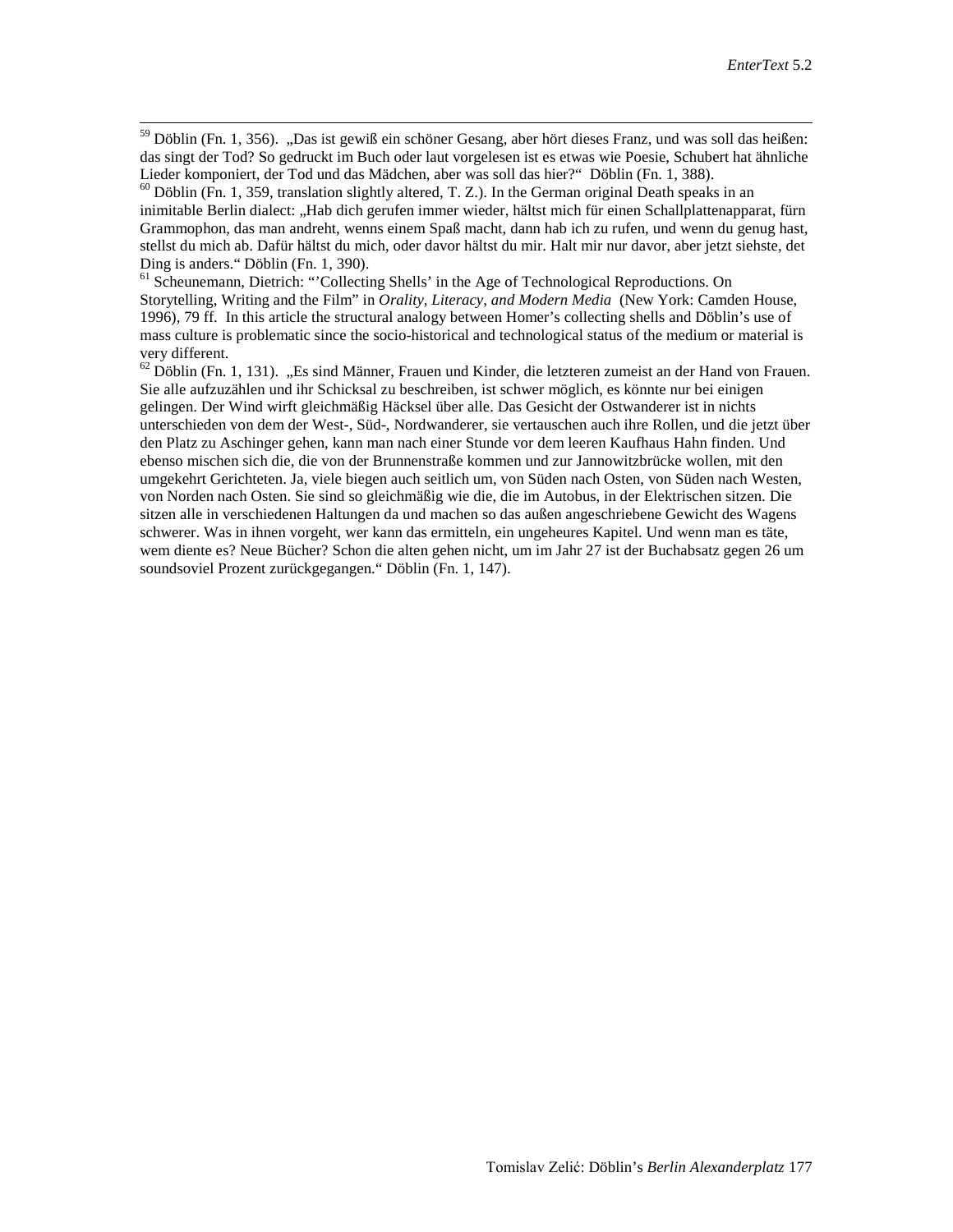[59] Döblin (Fn. 1, 356). „Das ist gewiß ein schöner Gesang, aber hört dieses Franz, und was soll das heißen: das singt der Tod? So gedruckt im Buch oder laut vorgelesen ist es etwas wie Poesie, Schubert hat ähnliche Lieder komponiert, der Tod und das Mädchen, aber was soll das hier?“ Döblin (Fn. 1, 388).

[60] Döblin (Fn. 1, 359, translation slightly altered, T. Z.). In the German original Death speaks in an inimitable Berlin dialect: „Hab dich gerufen immer wieder, hältst mich für einen Schallplattenapparat, fürn Grammophon, das man andreht, wenns einem Spaß macht, dann hab ich zu rufen, und wenn du genug hast, stellst du mich ab. Dafür hältst du mich, oder davor hältst du mir. Halt mir nur davor, aber jetzt siehste, det Ding is anders.“ Döblin (Fn. 1, 390).

[61] Scheunemann, Dietrich: “’Collecting Shells’ in the Age of Technological Reproductions. On Storytelling, Writing and the Film” in *Orality, Literacy, and Modern Media* (New York: Camden House, 1996), 79 ff. In this article the structural analogy between Homer’s collecting shells and Döblin’s use of mass culture is problematic since the socio-historical and technological status of the medium or material is very different.

[62] Döblin (Fn. 1, 131). „Es sind Männer, Frauen und Kinder, die letzteren zumeist an der Hand von Frauen. Sie alle aufzuzählen und ihr Schicksal zu beschreiben, ist schwer möglich, es könnte nur bei einigen gelingen. Der Wind wirft gleichmäßig Häcksel über alle. Das Gesicht der Ostwanderer ist in nichts unterschieden von dem der West-, Süd-, Nordwanderer, sie vertauschen auch ihre Rollen, und die jetzt über den Platz zu Aschinger gehen, kann man nach einer Stunde vor dem leeren Kaufhaus Hahn finden. Und ebenso mischen sich die, die von der Brunnenstraße kommen und zur Jannowitzbrücke wollen, mit den umgekehrt Gerichteten. Ja, viele biegen auch seitlich um, von Süden nach Osten, von Süden nach Westen, von Norden nach Osten. Sie sind so gleichmäßig wie die, die im Autobus, in der Elektrischen sitzen. Die sitzen alle in verschiedenen Haltungen da und machen so das außen angeschriebene Gewicht des Wagens schwerer. Was in ihnen vorgeht, wer kann das ermitteln, ein ungeheures Kapitel. Und wenn man es täte, wem diente es? Neue Bücher? Schon die alten gehen nicht, um im Jahr 27 ist der Buchabsatz gegen 26 um soundsoviel Prozent zurückgegangen.“ Döblin (Fn. 1, 147).